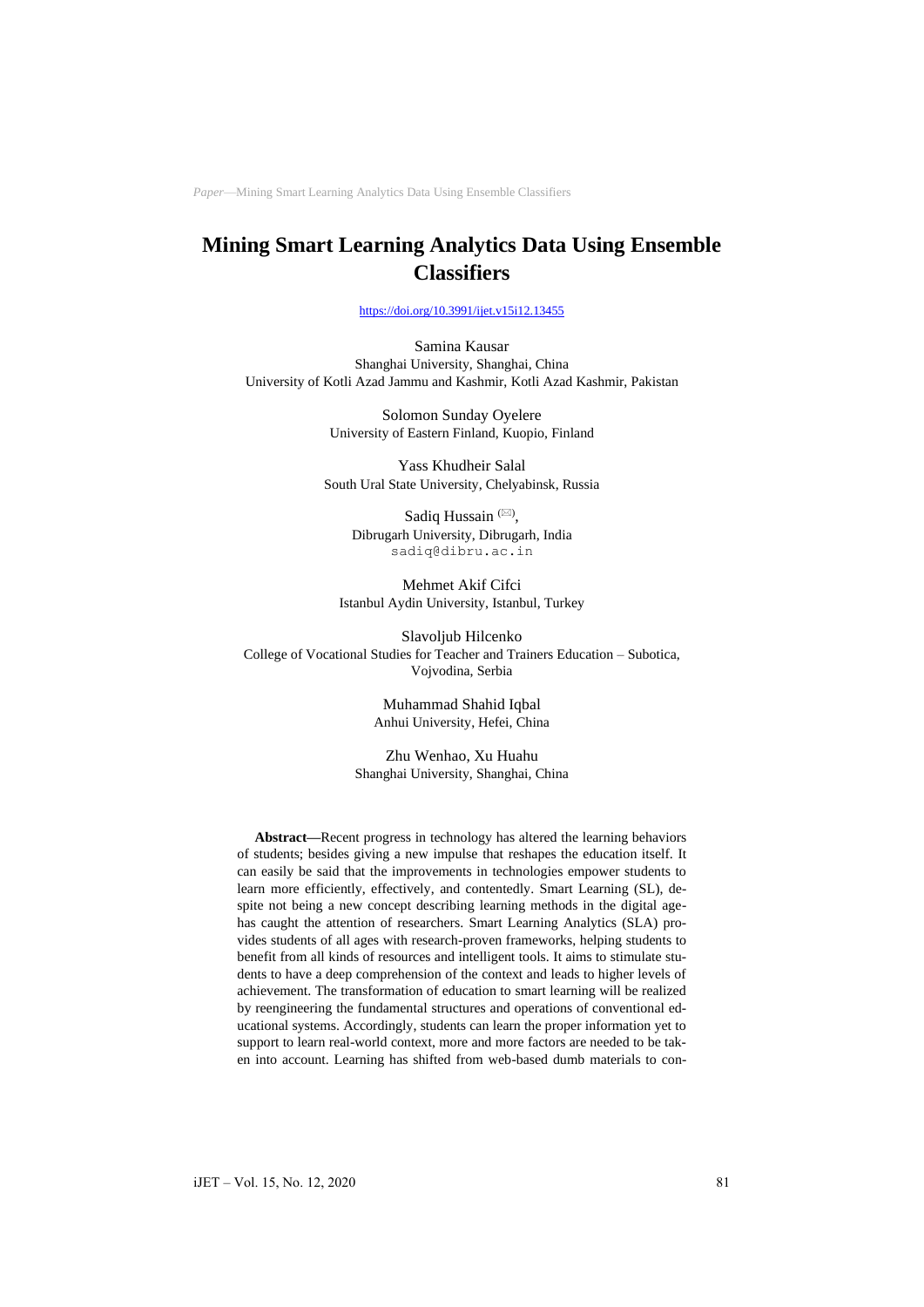# Mining Smart Learning Analytics Data Using Ensemble Classifiers

https://doi.org/10.3991/ijet.v15i12.13455

Samina Kausar
Shanghai University, Shanghai, China
University of Kotli Azad Jammu and Kashmir, Kotli Azad Kashmir, Pakistan

Solomon Sunday Oyelere
University of Eastern Finland, Kuopio, Finland

Yass Khudheir Salal
South Ural State University, Chelyabinsk, Russia

Sadiq Hussain (✉),
Dibrugarh University, Dibrugarh, India
sadiq@dibru.ac.in

Mehmet Akif Cifci
Istanbul Aydin University, Istanbul, Turkey

Slavoljub Hilcenko
College of Vocational Studies for Teacher and Trainers Education – Subotica, Vojvodina, Serbia

Muhammad Shahid Iqbal
Anhui University, Hefei, China

Zhu Wenhao, Xu Huahu
Shanghai University, Shanghai, China

**Abstract—**Recent progress in technology has altered the learning behaviors of students; besides giving a new impulse that reshapes the education itself. It can easily be said that the improvements in technologies empower students to learn more efficiently, effectively, and contentedly. Smart Learning (SL), despite not being a new concept describing learning methods in the digital age-has caught the attention of researchers. Smart Learning Analytics (SLA) provides students of all ages with research-proven frameworks, helping students to benefit from all kinds of resources and intelligent tools. It aims to stimulate students to have a deep comprehension of the context and leads to higher levels of achievement. The transformation of education to smart learning will be realized by reengineering the fundamental structures and operations of conventional educational systems. Accordingly, students can learn the proper information yet to support to learn real-world context, more and more factors are needed to be taken into account. Learning has shifted from web-based dumb materials to con-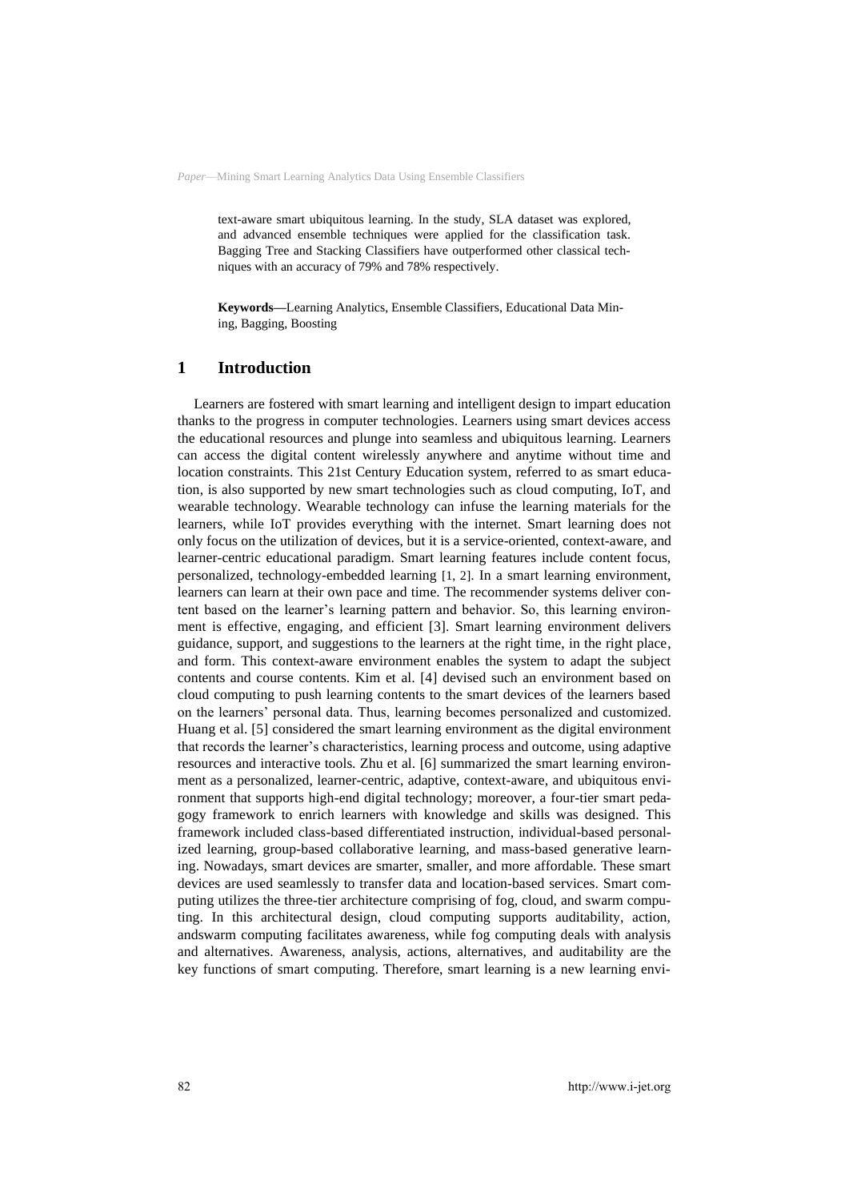text-aware smart ubiquitous learning. In the study, SLA dataset was explored, and advanced ensemble techniques were applied for the classification task. Bagging Tree and Stacking Classifiers have outperformed other classical techniques with an accuracy of 79% and 78% respectively.

**Keywords—**Learning Analytics, Ensemble Classifiers, Educational Data Mining, Bagging, Boosting

## 1 Introduction

Learners are fostered with smart learning and intelligent design to impart education thanks to the progress in computer technologies. Learners using smart devices access the educational resources and plunge into seamless and ubiquitous learning. Learners can access the digital content wirelessly anywhere and anytime without time and location constraints. This 21st Century Education system, referred to as smart education, is also supported by new smart technologies such as cloud computing, IoT, and wearable technology. Wearable technology can infuse the learning materials for the learners, while IoT provides everything with the internet. Smart learning does not only focus on the utilization of devices, but it is a service-oriented, context-aware, and learner-centric educational paradigm. Smart learning features include content focus, personalized, technology-embedded learning [1, 2]. In a smart learning environment, learners can learn at their own pace and time. The recommender systems deliver content based on the learner's learning pattern and behavior. So, this learning environment is effective, engaging, and efficient [3]. Smart learning environment delivers guidance, support, and suggestions to the learners at the right time, in the right place, and form. This context-aware environment enables the system to adapt the subject contents and course contents. Kim et al. [4] devised such an environment based on cloud computing to push learning contents to the smart devices of the learners based on the learners' personal data. Thus, learning becomes personalized and customized. Huang et al. [5] considered the smart learning environment as the digital environment that records the learner's characteristics, learning process and outcome, using adaptive resources and interactive tools. Zhu et al. [6] summarized the smart learning environment as a personalized, learner-centric, adaptive, context-aware, and ubiquitous environment that supports high-end digital technology; moreover, a four-tier smart pedagogy framework to enrich learners with knowledge and skills was designed. This framework included class-based differentiated instruction, individual-based personalized learning, group-based collaborative learning, and mass-based generative learning. Nowadays, smart devices are smarter, smaller, and more affordable. These smart devices are used seamlessly to transfer data and location-based services. Smart computing utilizes the three-tier architecture comprising of fog, cloud, and swarm computing. In this architectural design, cloud computing supports auditability, action, andswarm computing facilitates awareness, while fog computing deals with analysis and alternatives. Awareness, analysis, actions, alternatives, and auditability are the key functions of smart computing. Therefore, smart learning is a new learning envi-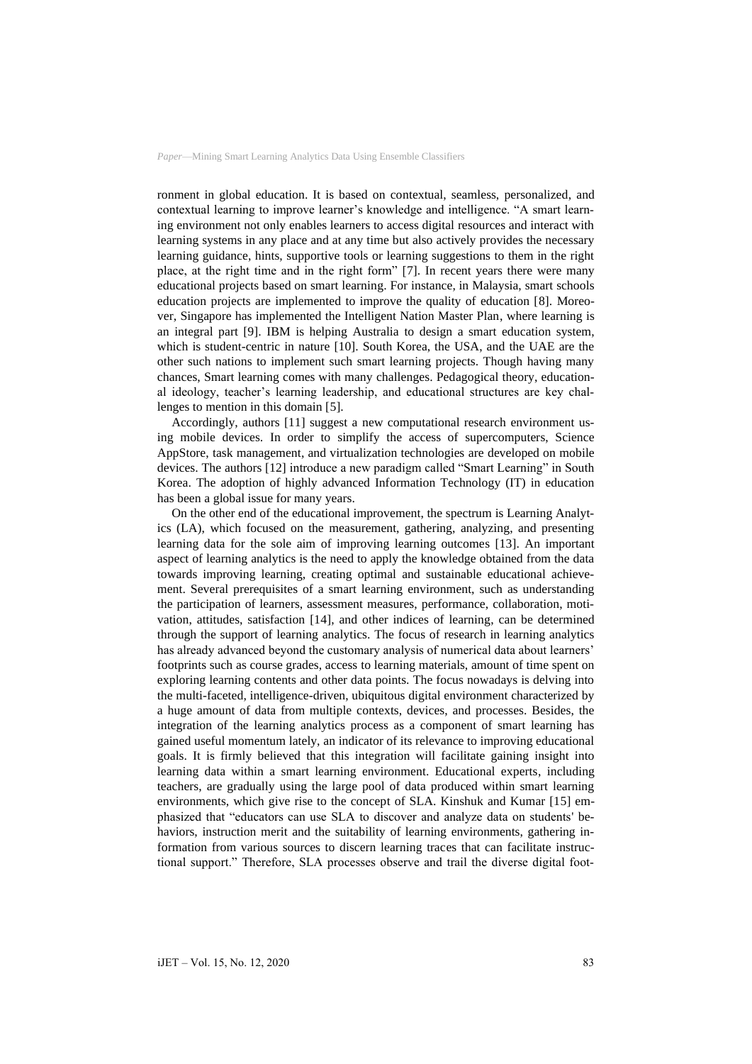ronment in global education. It is based on contextual, seamless, personalized, and contextual learning to improve learner's knowledge and intelligence. "A smart learning environment not only enables learners to access digital resources and interact with learning systems in any place and at any time but also actively provides the necessary learning guidance, hints, supportive tools or learning suggestions to them in the right place, at the right time and in the right form" [7]. In recent years there were many educational projects based on smart learning. For instance, in Malaysia, smart schools education projects are implemented to improve the quality of education [8]. Moreover, Singapore has implemented the Intelligent Nation Master Plan, where learning is an integral part [9]. IBM is helping Australia to design a smart education system, which is student-centric in nature [10]. South Korea, the USA, and the UAE are the other such nations to implement such smart learning projects. Though having many chances, Smart learning comes with many challenges. Pedagogical theory, educational ideology, teacher's learning leadership, and educational structures are key challenges to mention in this domain [5].

Accordingly, authors [11] suggest a new computational research environment using mobile devices. In order to simplify the access of supercomputers, Science AppStore, task management, and virtualization technologies are developed on mobile devices. The authors [12] introduce a new paradigm called "Smart Learning" in South Korea. The adoption of highly advanced Information Technology (IT) in education has been a global issue for many years.

On the other end of the educational improvement, the spectrum is Learning Analytics (LA), which focused on the measurement, gathering, analyzing, and presenting learning data for the sole aim of improving learning outcomes [13]. An important aspect of learning analytics is the need to apply the knowledge obtained from the data towards improving learning, creating optimal and sustainable educational achievement. Several prerequisites of a smart learning environment, such as understanding the participation of learners, assessment measures, performance, collaboration, motivation, attitudes, satisfaction [14], and other indices of learning, can be determined through the support of learning analytics. The focus of research in learning analytics has already advanced beyond the customary analysis of numerical data about learners' footprints such as course grades, access to learning materials, amount of time spent on exploring learning contents and other data points. The focus nowadays is delving into the multi-faceted, intelligence-driven, ubiquitous digital environment characterized by a huge amount of data from multiple contexts, devices, and processes. Besides, the integration of the learning analytics process as a component of smart learning has gained useful momentum lately, an indicator of its relevance to improving educational goals. It is firmly believed that this integration will facilitate gaining insight into learning data within a smart learning environment. Educational experts, including teachers, are gradually using the large pool of data produced within smart learning environments, which give rise to the concept of SLA. Kinshuk and Kumar [15] emphasized that "educators can use SLA to discover and analyze data on students' behaviors, instruction merit and the suitability of learning environments, gathering information from various sources to discern learning traces that can facilitate instructional support." Therefore, SLA processes observe and trail the diverse digital foot-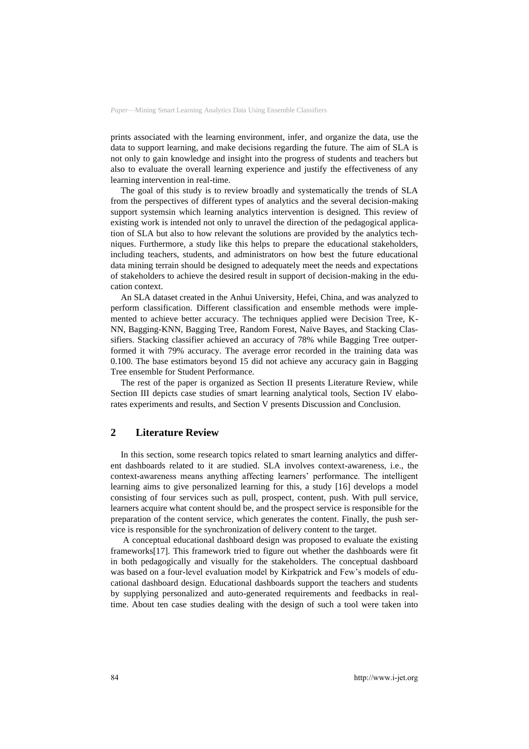prints associated with the learning environment, infer, and organize the data, use the data to support learning, and make decisions regarding the future. The aim of SLA is not only to gain knowledge and insight into the progress of students and teachers but also to evaluate the overall learning experience and justify the effectiveness of any learning intervention in real-time.

The goal of this study is to review broadly and systematically the trends of SLA from the perspectives of different types of analytics and the several decision-making support systemsin which learning analytics intervention is designed. This review of existing work is intended not only to unravel the direction of the pedagogical application of SLA but also to how relevant the solutions are provided by the analytics techniques. Furthermore, a study like this helps to prepare the educational stakeholders, including teachers, students, and administrators on how best the future educational data mining terrain should be designed to adequately meet the needs and expectations of stakeholders to achieve the desired result in support of decision-making in the education context.

An SLA dataset created in the Anhui University, Hefei, China, and was analyzed to perform classification. Different classification and ensemble methods were implemented to achieve better accuracy. The techniques applied were Decision Tree, K-NN, Bagging-KNN, Bagging Tree, Random Forest, Naïve Bayes, and Stacking Classifiers. Stacking classifier achieved an accuracy of 78% while Bagging Tree outperformed it with 79% accuracy. The average error recorded in the training data was 0.100. The base estimators beyond 15 did not achieve any accuracy gain in Bagging Tree ensemble for Student Performance.

The rest of the paper is organized as Section II presents Literature Review, while Section III depicts case studies of smart learning analytical tools, Section IV elaborates experiments and results, and Section V presents Discussion and Conclusion.

## 2 Literature Review

In this section, some research topics related to smart learning analytics and different dashboards related to it are studied. SLA involves context-awareness, i.e., the context-awareness means anything affecting learners' performance. The intelligent learning aims to give personalized learning for this, a study [16] develops a model consisting of four services such as pull, prospect, content, push. With pull service, learners acquire what content should be, and the prospect service is responsible for the preparation of the content service, which generates the content. Finally, the push service is responsible for the synchronization of delivery content to the target.

A conceptual educational dashboard design was proposed to evaluate the existing frameworks[17]. This framework tried to figure out whether the dashboards were fit in both pedagogically and visually for the stakeholders. The conceptual dashboard was based on a four-level evaluation model by Kirkpatrick and Few's models of educational dashboard design. Educational dashboards support the teachers and students by supplying personalized and auto-generated requirements and feedbacks in real-time. About ten case studies dealing with the design of such a tool were taken into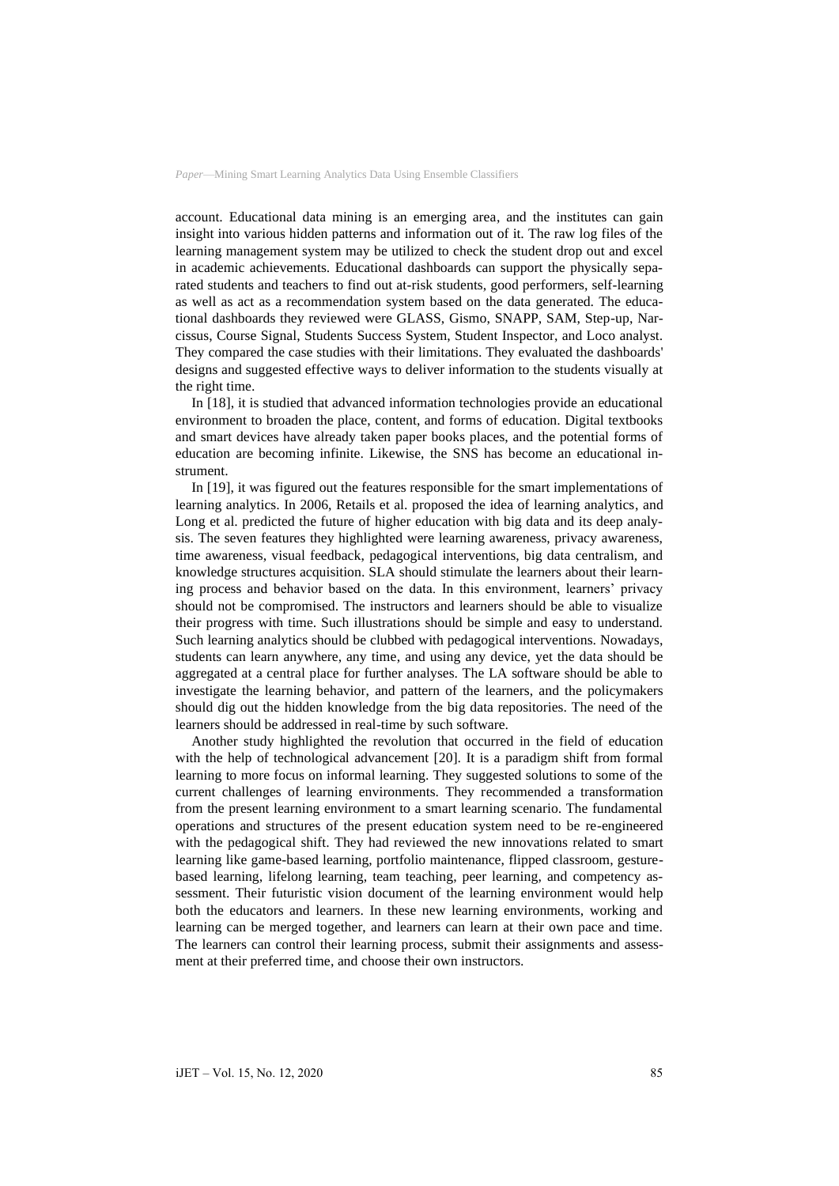account. Educational data mining is an emerging area, and the institutes can gain insight into various hidden patterns and information out of it. The raw log files of the learning management system may be utilized to check the student drop out and excel in academic achievements. Educational dashboards can support the physically separated students and teachers to find out at-risk students, good performers, self-learning as well as act as a recommendation system based on the data generated. The educational dashboards they reviewed were GLASS, Gismo, SNAPP, SAM, Step-up, Narcissus, Course Signal, Students Success System, Student Inspector, and Loco analyst. They compared the case studies with their limitations. They evaluated the dashboards' designs and suggested effective ways to deliver information to the students visually at the right time.

In [18], it is studied that advanced information technologies provide an educational environment to broaden the place, content, and forms of education. Digital textbooks and smart devices have already taken paper books places, and the potential forms of education are becoming infinite. Likewise, the SNS has become an educational instrument.

In [19], it was figured out the features responsible for the smart implementations of learning analytics. In 2006, Retails et al. proposed the idea of learning analytics, and Long et al. predicted the future of higher education with big data and its deep analysis. The seven features they highlighted were learning awareness, privacy awareness, time awareness, visual feedback, pedagogical interventions, big data centralism, and knowledge structures acquisition. SLA should stimulate the learners about their learning process and behavior based on the data. In this environment, learners' privacy should not be compromised. The instructors and learners should be able to visualize their progress with time. Such illustrations should be simple and easy to understand. Such learning analytics should be clubbed with pedagogical interventions. Nowadays, students can learn anywhere, any time, and using any device, yet the data should be aggregated at a central place for further analyses. The LA software should be able to investigate the learning behavior, and pattern of the learners, and the policymakers should dig out the hidden knowledge from the big data repositories. The need of the learners should be addressed in real-time by such software.

Another study highlighted the revolution that occurred in the field of education with the help of technological advancement [20]. It is a paradigm shift from formal learning to more focus on informal learning. They suggested solutions to some of the current challenges of learning environments. They recommended a transformation from the present learning environment to a smart learning scenario. The fundamental operations and structures of the present education system need to be re-engineered with the pedagogical shift. They had reviewed the new innovations related to smart learning like game-based learning, portfolio maintenance, flipped classroom, gesture-based learning, lifelong learning, team teaching, peer learning, and competency assessment. Their futuristic vision document of the learning environment would help both the educators and learners. In these new learning environments, working and learning can be merged together, and learners can learn at their own pace and time. The learners can control their learning process, submit their assignments and assessment at their preferred time, and choose their own instructors.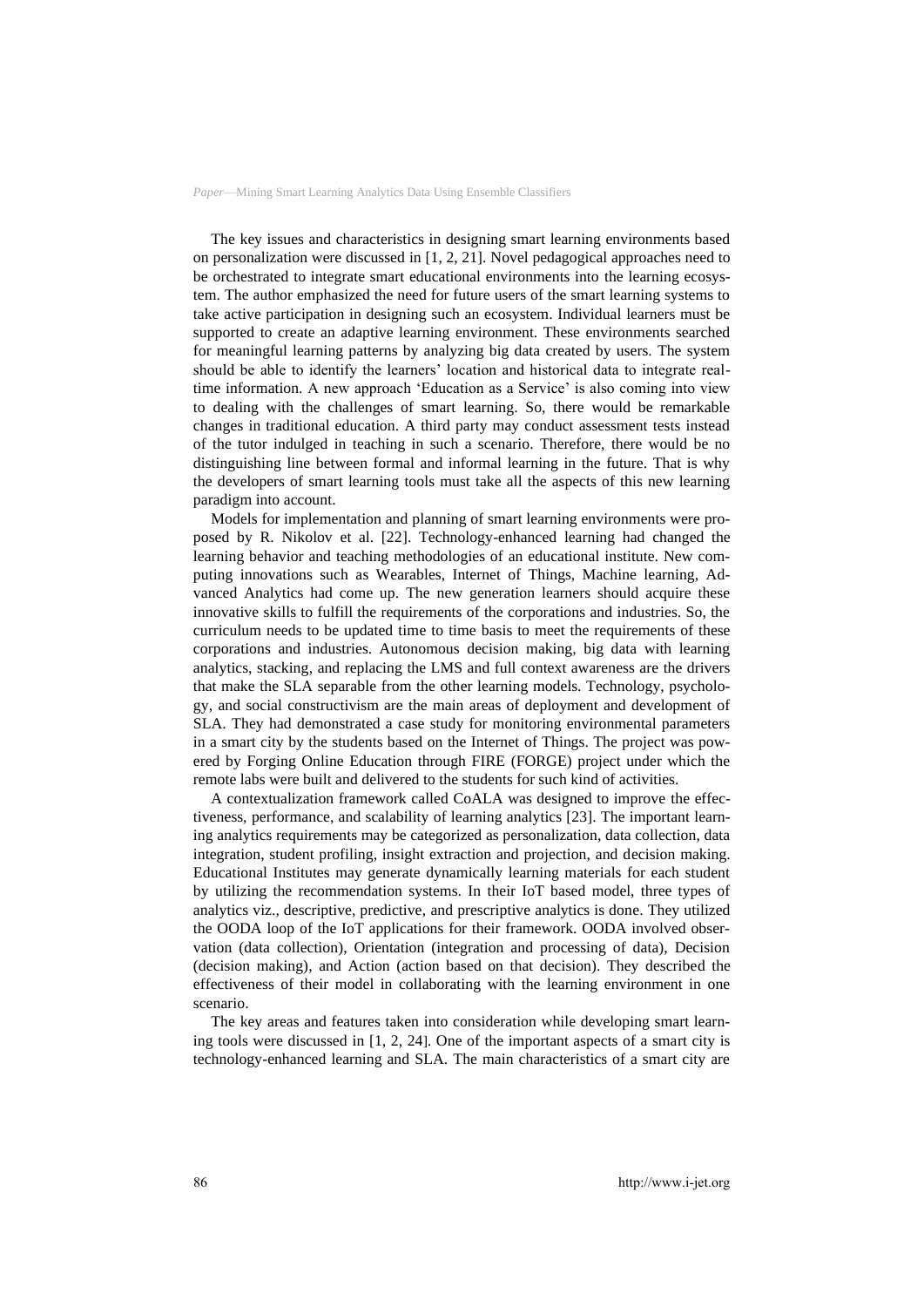The key issues and characteristics in designing smart learning environments based on personalization were discussed in [1, 2, 21]. Novel pedagogical approaches need to be orchestrated to integrate smart educational environments into the learning ecosystem. The author emphasized the need for future users of the smart learning systems to take active participation in designing such an ecosystem. Individual learners must be supported to create an adaptive learning environment. These environments searched for meaningful learning patterns by analyzing big data created by users. The system should be able to identify the learners' location and historical data to integrate real-time information. A new approach 'Education as a Service' is also coming into view to dealing with the challenges of smart learning. So, there would be remarkable changes in traditional education. A third party may conduct assessment tests instead of the tutor indulged in teaching in such a scenario. Therefore, there would be no distinguishing line between formal and informal learning in the future. That is why the developers of smart learning tools must take all the aspects of this new learning paradigm into account.

Models for implementation and planning of smart learning environments were proposed by R. Nikolov et al. [22]. Technology-enhanced learning had changed the learning behavior and teaching methodologies of an educational institute. New computing innovations such as Wearables, Internet of Things, Machine learning, Advanced Analytics had come up. The new generation learners should acquire these innovative skills to fulfill the requirements of the corporations and industries. So, the curriculum needs to be updated time to time basis to meet the requirements of these corporations and industries. Autonomous decision making, big data with learning analytics, stacking, and replacing the LMS and full context awareness are the drivers that make the SLA separable from the other learning models. Technology, psychology, and social constructivism are the main areas of deployment and development of SLA. They had demonstrated a case study for monitoring environmental parameters in a smart city by the students based on the Internet of Things. The project was powered by Forging Online Education through FIRE (FORGE) project under which the remote labs were built and delivered to the students for such kind of activities.

A contextualization framework called CoALA was designed to improve the effectiveness, performance, and scalability of learning analytics [23]. The important learning analytics requirements may be categorized as personalization, data collection, data integration, student profiling, insight extraction and projection, and decision making. Educational Institutes may generate dynamically learning materials for each student by utilizing the recommendation systems. In their IoT based model, three types of analytics viz., descriptive, predictive, and prescriptive analytics is done. They utilized the OODA loop of the IoT applications for their framework. OODA involved observation (data collection), Orientation (integration and processing of data), Decision (decision making), and Action (action based on that decision). They described the effectiveness of their model in collaborating with the learning environment in one scenario.

The key areas and features taken into consideration while developing smart learning tools were discussed in [1, 2, 24]. One of the important aspects of a smart city is technology-enhanced learning and SLA. The main characteristics of a smart city are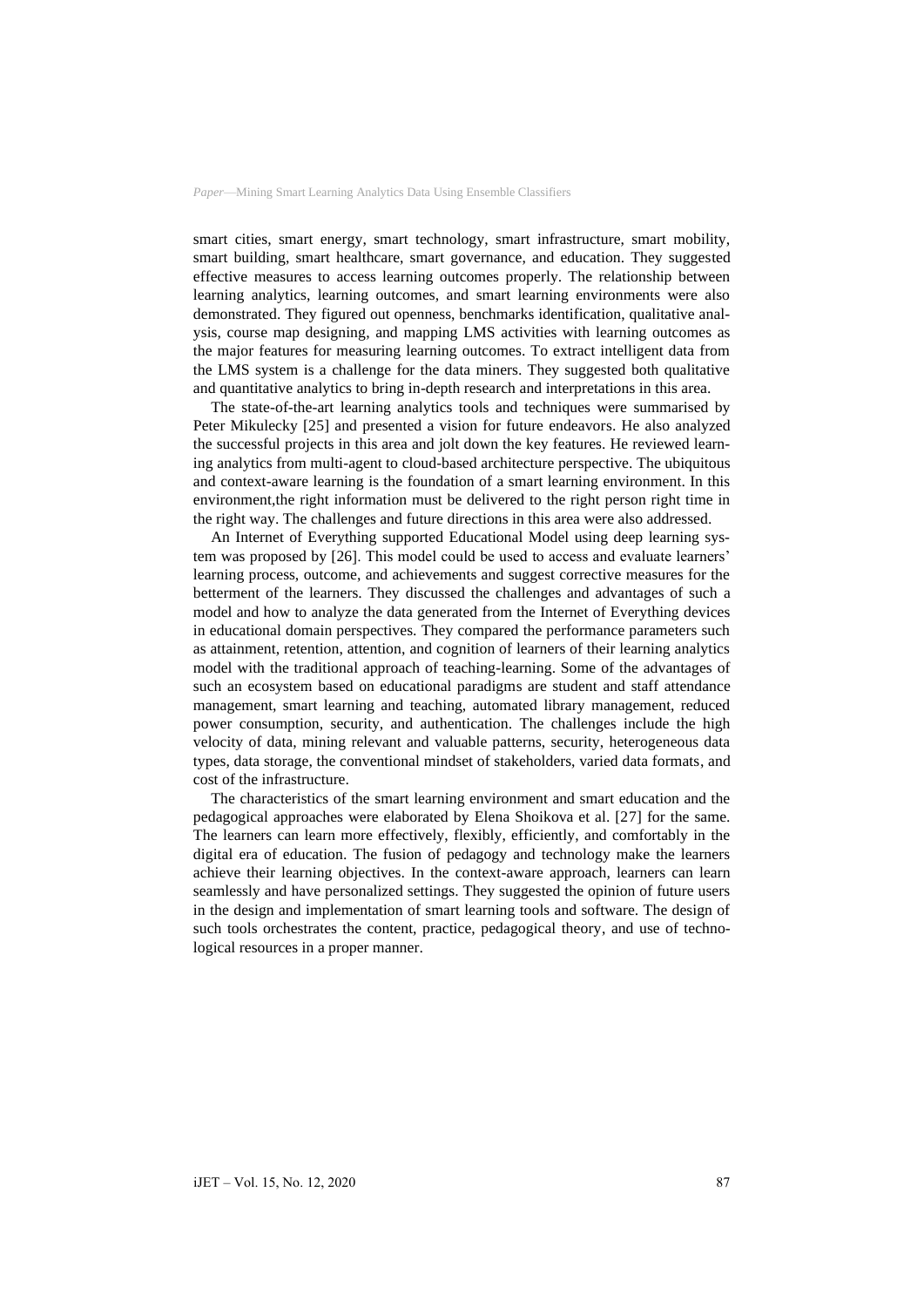smart cities, smart energy, smart technology, smart infrastructure, smart mobility, smart building, smart healthcare, smart governance, and education. They suggested effective measures to access learning outcomes properly. The relationship between learning analytics, learning outcomes, and smart learning environments were also demonstrated. They figured out openness, benchmarks identification, qualitative analysis, course map designing, and mapping LMS activities with learning outcomes as the major features for measuring learning outcomes. To extract intelligent data from the LMS system is a challenge for the data miners. They suggested both qualitative and quantitative analytics to bring in-depth research and interpretations in this area.

The state-of-the-art learning analytics tools and techniques were summarised by Peter Mikulecky [25] and presented a vision for future endeavors. He also analyzed the successful projects in this area and jolt down the key features. He reviewed learning analytics from multi-agent to cloud-based architecture perspective. The ubiquitous and context-aware learning is the foundation of a smart learning environment. In this environment,the right information must be delivered to the right person right time in the right way. The challenges and future directions in this area were also addressed.

An Internet of Everything supported Educational Model using deep learning system was proposed by [26]. This model could be used to access and evaluate learners' learning process, outcome, and achievements and suggest corrective measures for the betterment of the learners. They discussed the challenges and advantages of such a model and how to analyze the data generated from the Internet of Everything devices in educational domain perspectives. They compared the performance parameters such as attainment, retention, attention, and cognition of learners of their learning analytics model with the traditional approach of teaching-learning. Some of the advantages of such an ecosystem based on educational paradigms are student and staff attendance management, smart learning and teaching, automated library management, reduced power consumption, security, and authentication. The challenges include the high velocity of data, mining relevant and valuable patterns, security, heterogeneous data types, data storage, the conventional mindset of stakeholders, varied data formats, and cost of the infrastructure.

The characteristics of the smart learning environment and smart education and the pedagogical approaches were elaborated by Elena Shoikova et al. [27] for the same. The learners can learn more effectively, flexibly, efficiently, and comfortably in the digital era of education. The fusion of pedagogy and technology make the learners achieve their learning objectives. In the context-aware approach, learners can learn seamlessly and have personalized settings. They suggested the opinion of future users in the design and implementation of smart learning tools and software. The design of such tools orchestrates the content, practice, pedagogical theory, and use of technological resources in a proper manner.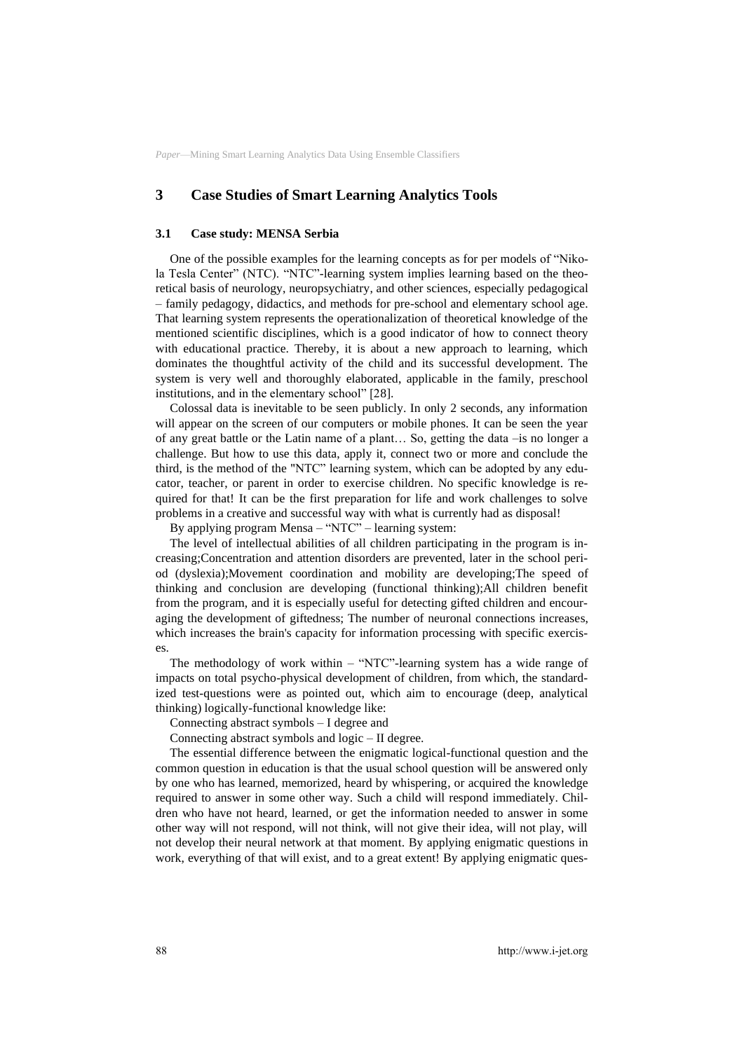## 3 Case Studies of Smart Learning Analytics Tools

### 3.1 Case study: MENSA Serbia

One of the possible examples for the learning concepts as for per models of "Nikola Tesla Center" (NTC). "NTC"-learning system implies learning based on the theoretical basis of neurology, neuropsychiatry, and other sciences, especially pedagogical – family pedagogy, didactics, and methods for pre-school and elementary school age. That learning system represents the operationalization of theoretical knowledge of the mentioned scientific disciplines, which is a good indicator of how to connect theory with educational practice. Thereby, it is about a new approach to learning, which dominates the thoughtful activity of the child and its successful development. The system is very well and thoroughly elaborated, applicable in the family, preschool institutions, and in the elementary school" [28].

Colossal data is inevitable to be seen publicly. In only 2 seconds, any information will appear on the screen of our computers or mobile phones. It can be seen the year of any great battle or the Latin name of a plant… So, getting the data –is no longer a challenge. But how to use this data, apply it, connect two or more and conclude the third, is the method of the "NTC" learning system, which can be adopted by any educator, teacher, or parent in order to exercise children. No specific knowledge is required for that! It can be the first preparation for life and work challenges to solve problems in a creative and successful way with what is currently had as disposal!

By applying program Mensa – "NTC" – learning system:

The level of intellectual abilities of all children participating in the program is increasing;Concentration and attention disorders are prevented, later in the school period (dyslexia);Movement coordination and mobility are developing;The speed of thinking and conclusion are developing (functional thinking);All children benefit from the program, and it is especially useful for detecting gifted children and encouraging the development of giftedness; The number of neuronal connections increases, which increases the brain's capacity for information processing with specific exercises.

The methodology of work within – "NTC"-learning system has a wide range of impacts on total psycho-physical development of children, from which, the standardized test-questions were as pointed out, which aim to encourage (deep, analytical thinking) logically-functional knowledge like:

Connecting abstract symbols – I degree and

Connecting abstract symbols and logic – II degree.

The essential difference between the enigmatic logical-functional question and the common question in education is that the usual school question will be answered only by one who has learned, memorized, heard by whispering, or acquired the knowledge required to answer in some other way. Such a child will respond immediately. Children who have not heard, learned, or get the information needed to answer in some other way will not respond, will not think, will not give their idea, will not play, will not develop their neural network at that moment. By applying enigmatic questions in work, everything of that will exist, and to a great extent! By applying enigmatic ques-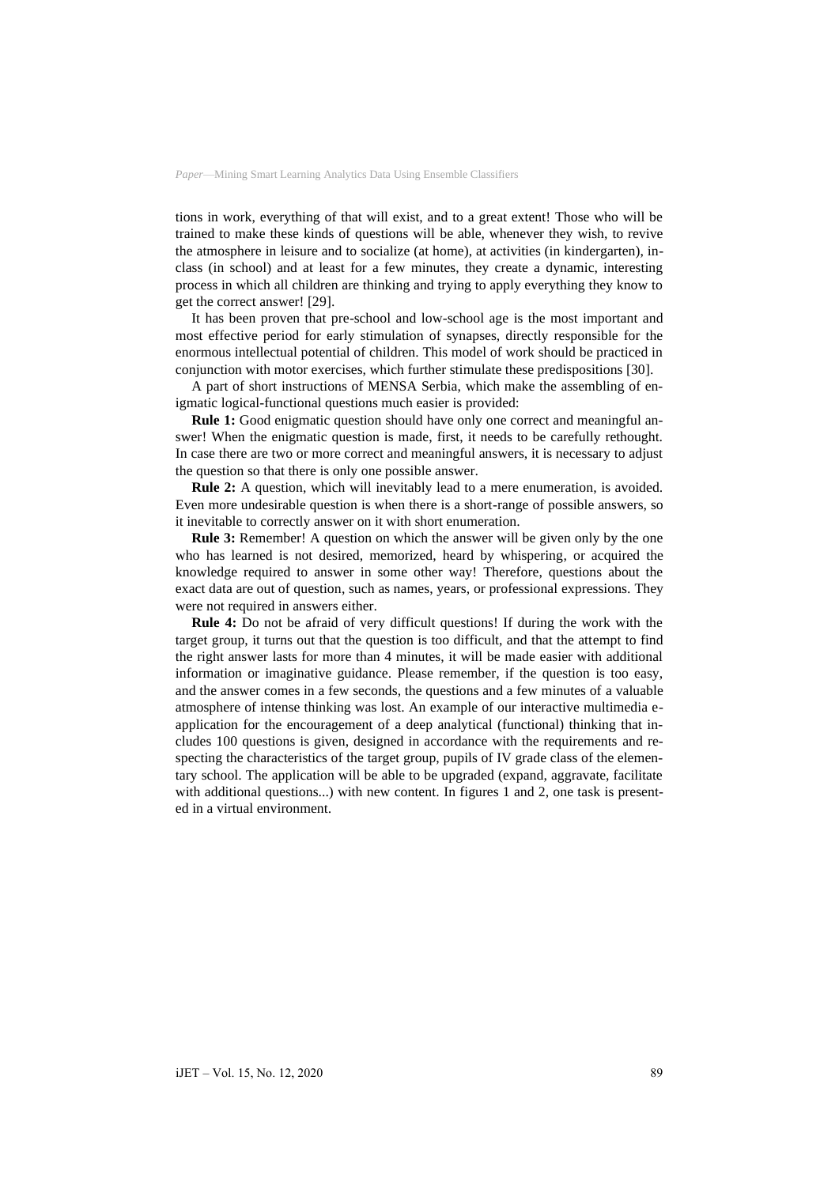tions in work, everything of that will exist, and to a great extent! Those who will be trained to make these kinds of questions will be able, whenever they wish, to revive the atmosphere in leisure and to socialize (at home), at activities (in kindergarten), in-class (in school) and at least for a few minutes, they create a dynamic, interesting process in which all children are thinking and trying to apply everything they know to get the correct answer! [29].

It has been proven that pre-school and low-school age is the most important and most effective period for early stimulation of synapses, directly responsible for the enormous intellectual potential of children. This model of work should be practiced in conjunction with motor exercises, which further stimulate these predispositions [30].

A part of short instructions of MENSA Serbia, which make the assembling of enigmatic logical-functional questions much easier is provided:

**Rule 1:** Good enigmatic question should have only one correct and meaningful answer! When the enigmatic question is made, first, it needs to be carefully rethought. In case there are two or more correct and meaningful answers, it is necessary to adjust the question so that there is only one possible answer.

**Rule 2:** A question, which will inevitably lead to a mere enumeration, is avoided. Even more undesirable question is when there is a short-range of possible answers, so it inevitable to correctly answer on it with short enumeration.

**Rule 3:** Remember! A question on which the answer will be given only by the one who has learned is not desired, memorized, heard by whispering, or acquired the knowledge required to answer in some other way! Therefore, questions about the exact data are out of question, such as names, years, or professional expressions. They were not required in answers either.

**Rule 4:** Do not be afraid of very difficult questions! If during the work with the target group, it turns out that the question is too difficult, and that the attempt to find the right answer lasts for more than 4 minutes, it will be made easier with additional information or imaginative guidance. Please remember, if the question is too easy, and the answer comes in a few seconds, the questions and a few minutes of a valuable atmosphere of intense thinking was lost. An example of our interactive multimedia e-application for the encouragement of a deep analytical (functional) thinking that includes 100 questions is given, designed in accordance with the requirements and respecting the characteristics of the target group, pupils of IV grade class of the elementary school. The application will be able to be upgraded (expand, aggravate, facilitate with additional questions...) with new content. In figures 1 and 2, one task is presented in a virtual environment.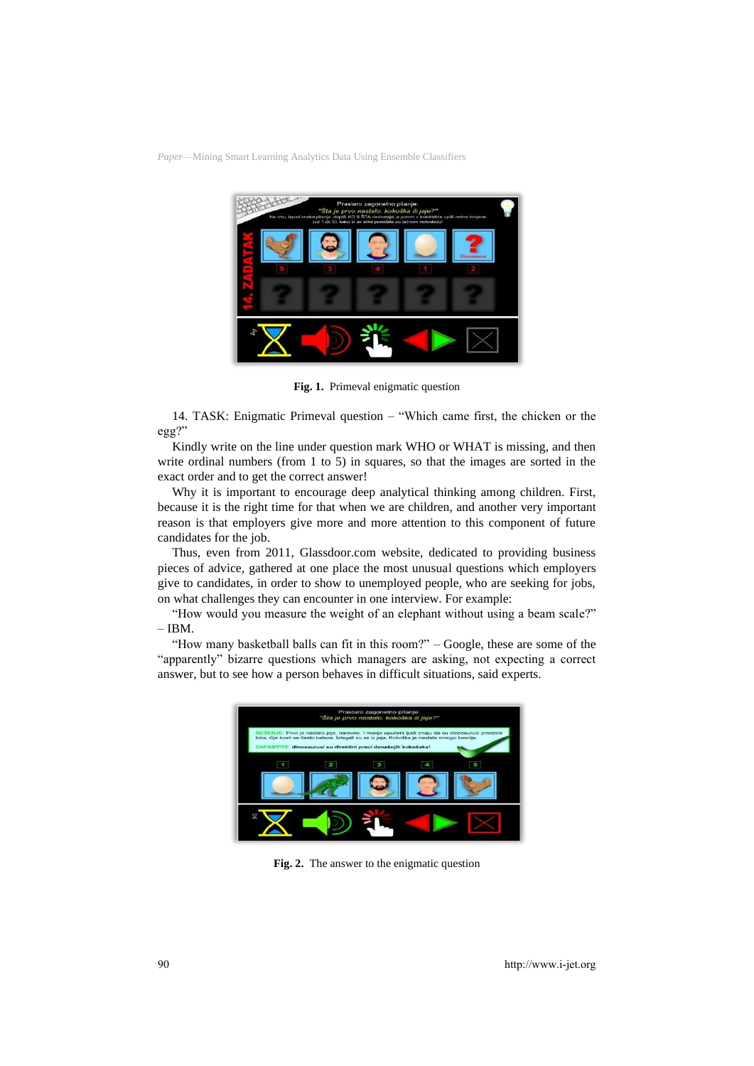**Fig. 1.** Primeval enigmatic question

14. TASK: Enigmatic Primeval question – "Which came first, the chicken or the egg?"

Kindly write on the line under question mark WHO or WHAT is missing, and then write ordinal numbers (from 1 to 5) in squares, so that the images are sorted in the exact order and to get the correct answer!

Why it is important to encourage deep analytical thinking among children. First, because it is the right time for that when we are children, and another very important reason is that employers give more and more attention to this component of future candidates for the job.

Thus, even from 2011, Glassdoor.com website, dedicated to providing business pieces of advice, gathered at one place the most unusual questions which employers give to candidates, in order to show to unemployed people, who are seeking for jobs, on what challenges they can encounter in one interview. For example:

"How would you measure the weight of an elephant without using a beam scale?" – IBM.

"How many basketball balls can fit in this room?" – Google, these are some of the "apparently" bizarre questions which managers are asking, not expecting a correct answer, but to see how a person behaves in difficult situations, said experts.

**Fig. 2.** The answer to the enigmatic question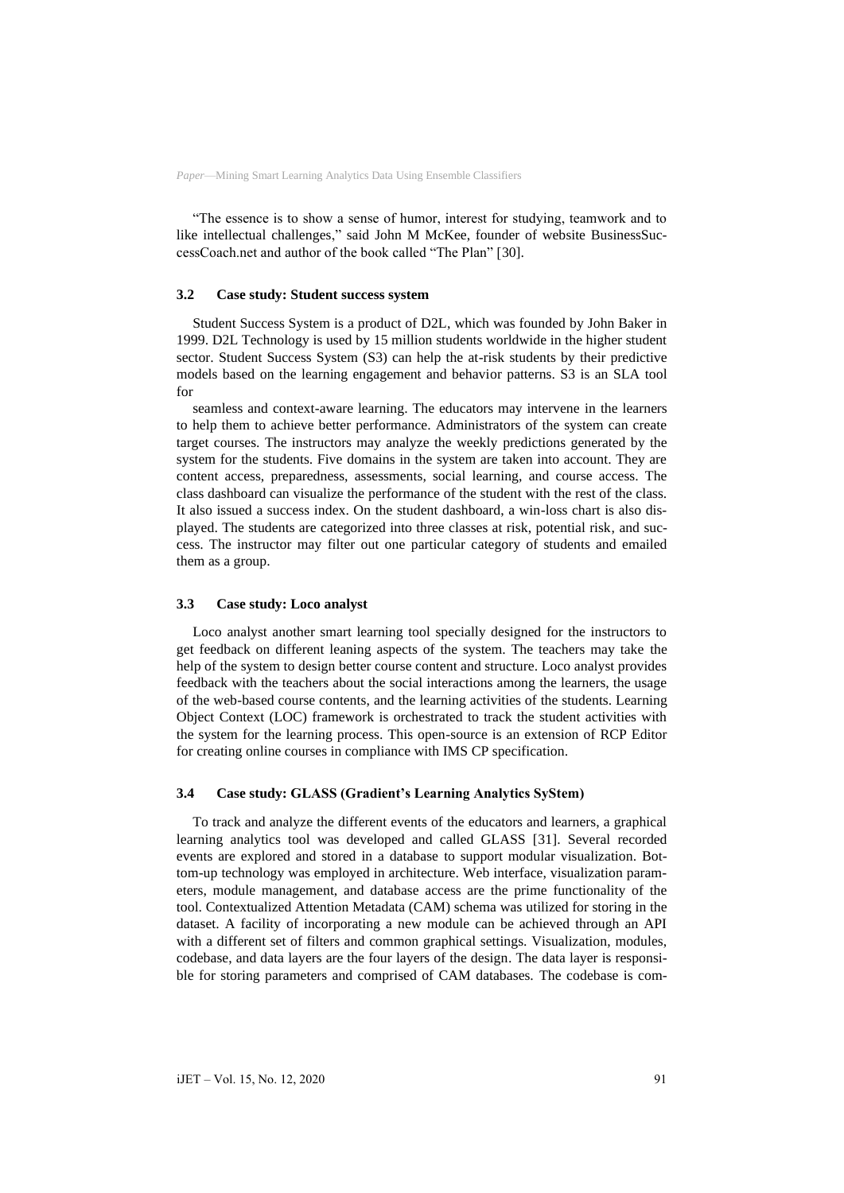"The essence is to show a sense of humor, interest for studying, teamwork and to like intellectual challenges," said John M McKee, founder of website BusinessSuccessCoach.net and author of the book called "The Plan" [30].

### 3.2 Case study: Student success system

Student Success System is a product of D2L, which was founded by John Baker in 1999. D2L Technology is used by 15 million students worldwide in the higher student sector. Student Success System (S3) can help the at-risk students by their predictive models based on the learning engagement and behavior patterns. S3 is an SLA tool for

seamless and context-aware learning. The educators may intervene in the learners to help them to achieve better performance. Administrators of the system can create target courses. The instructors may analyze the weekly predictions generated by the system for the students. Five domains in the system are taken into account. They are content access, preparedness, assessments, social learning, and course access. The class dashboard can visualize the performance of the student with the rest of the class. It also issued a success index. On the student dashboard, a win-loss chart is also displayed. The students are categorized into three classes at risk, potential risk, and success. The instructor may filter out one particular category of students and emailed them as a group.

### 3.3 Case study: Loco analyst

Loco analyst another smart learning tool specially designed for the instructors to get feedback on different leaning aspects of the system. The teachers may take the help of the system to design better course content and structure. Loco analyst provides feedback with the teachers about the social interactions among the learners, the usage of the web-based course contents, and the learning activities of the students. Learning Object Context (LOC) framework is orchestrated to track the student activities with the system for the learning process. This open-source is an extension of RCP Editor for creating online courses in compliance with IMS CP specification.

### 3.4 Case study: GLASS (Gradient's Learning Analytics SyStem)

To track and analyze the different events of the educators and learners, a graphical learning analytics tool was developed and called GLASS [31]. Several recorded events are explored and stored in a database to support modular visualization. Bottom-up technology was employed in architecture. Web interface, visualization parameters, module management, and database access are the prime functionality of the tool. Contextualized Attention Metadata (CAM) schema was utilized for storing in the dataset. A facility of incorporating a new module can be achieved through an API with a different set of filters and common graphical settings. Visualization, modules, codebase, and data layers are the four layers of the design. The data layer is responsible for storing parameters and comprised of CAM databases. The codebase is com-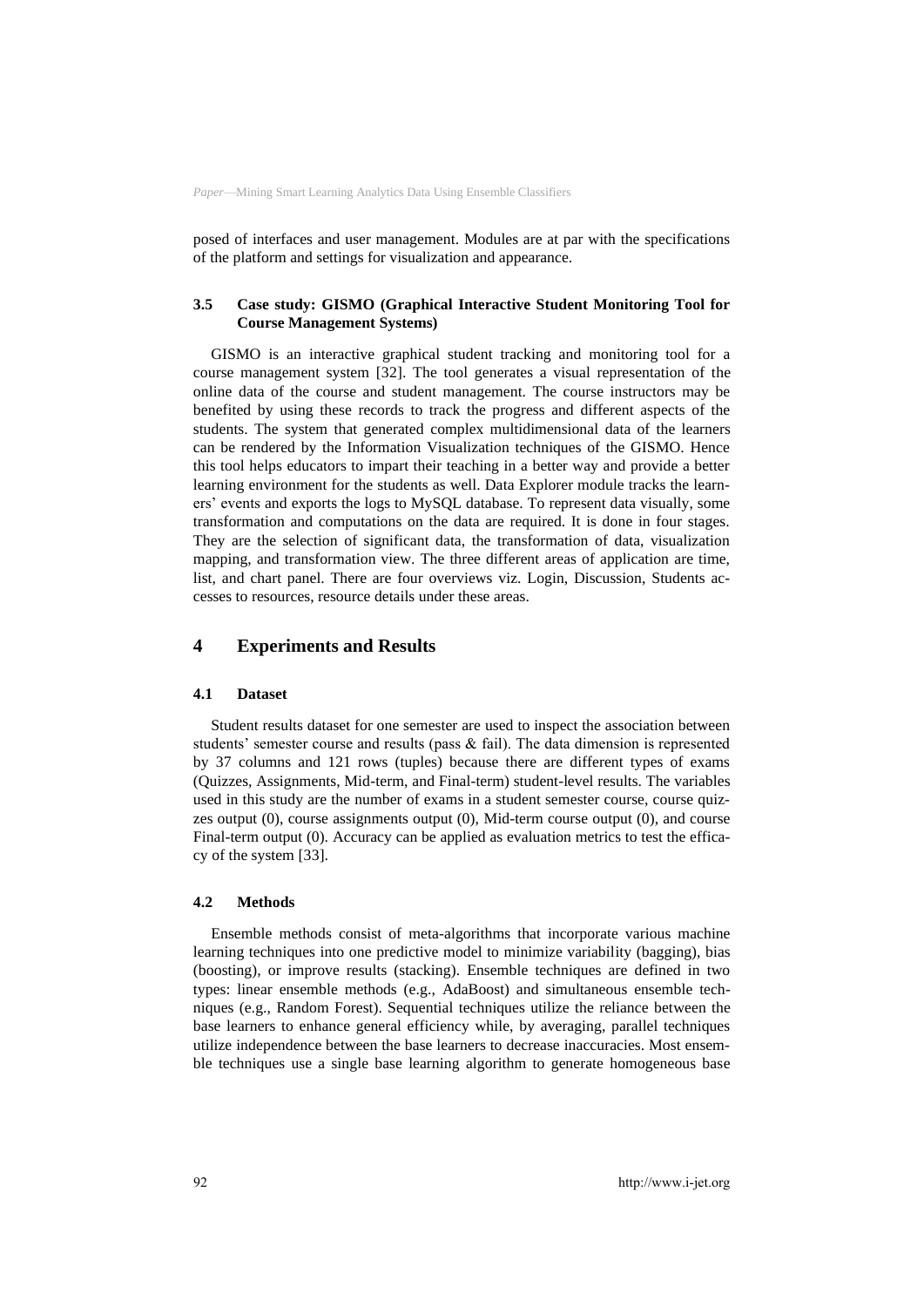posed of interfaces and user management. Modules are at par with the specifications of the platform and settings for visualization and appearance.

### 3.5 Case study: GISMO (Graphical Interactive Student Monitoring Tool for Course Management Systems)

GISMO is an interactive graphical student tracking and monitoring tool for a course management system [32]. The tool generates a visual representation of the online data of the course and student management. The course instructors may be benefited by using these records to track the progress and different aspects of the students. The system that generated complex multidimensional data of the learners can be rendered by the Information Visualization techniques of the GISMO. Hence this tool helps educators to impart their teaching in a better way and provide a better learning environment for the students as well. Data Explorer module tracks the learners' events and exports the logs to MySQL database. To represent data visually, some transformation and computations on the data are required. It is done in four stages. They are the selection of significant data, the transformation of data, visualization mapping, and transformation view. The three different areas of application are time, list, and chart panel. There are four overviews viz. Login, Discussion, Students accesses to resources, resource details under these areas.

## 4 Experiments and Results

### 4.1 Dataset

Student results dataset for one semester are used to inspect the association between students' semester course and results (pass & fail). The data dimension is represented by 37 columns and 121 rows (tuples) because there are different types of exams (Quizzes, Assignments, Mid-term, and Final-term) student-level results. The variables used in this study are the number of exams in a student semester course, course quizzes output (0), course assignments output (0), Mid-term course output (0), and course Final-term output (0). Accuracy can be applied as evaluation metrics to test the efficacy of the system [33].

### 4.2 Methods

Ensemble methods consist of meta-algorithms that incorporate various machine learning techniques into one predictive model to minimize variability (bagging), bias (boosting), or improve results (stacking). Ensemble techniques are defined in two types: linear ensemble methods (e.g., AdaBoost) and simultaneous ensemble techniques (e.g., Random Forest). Sequential techniques utilize the reliance between the base learners to enhance general efficiency while, by averaging, parallel techniques utilize independence between the base learners to decrease inaccuracies. Most ensemble techniques use a single base learning algorithm to generate homogeneous base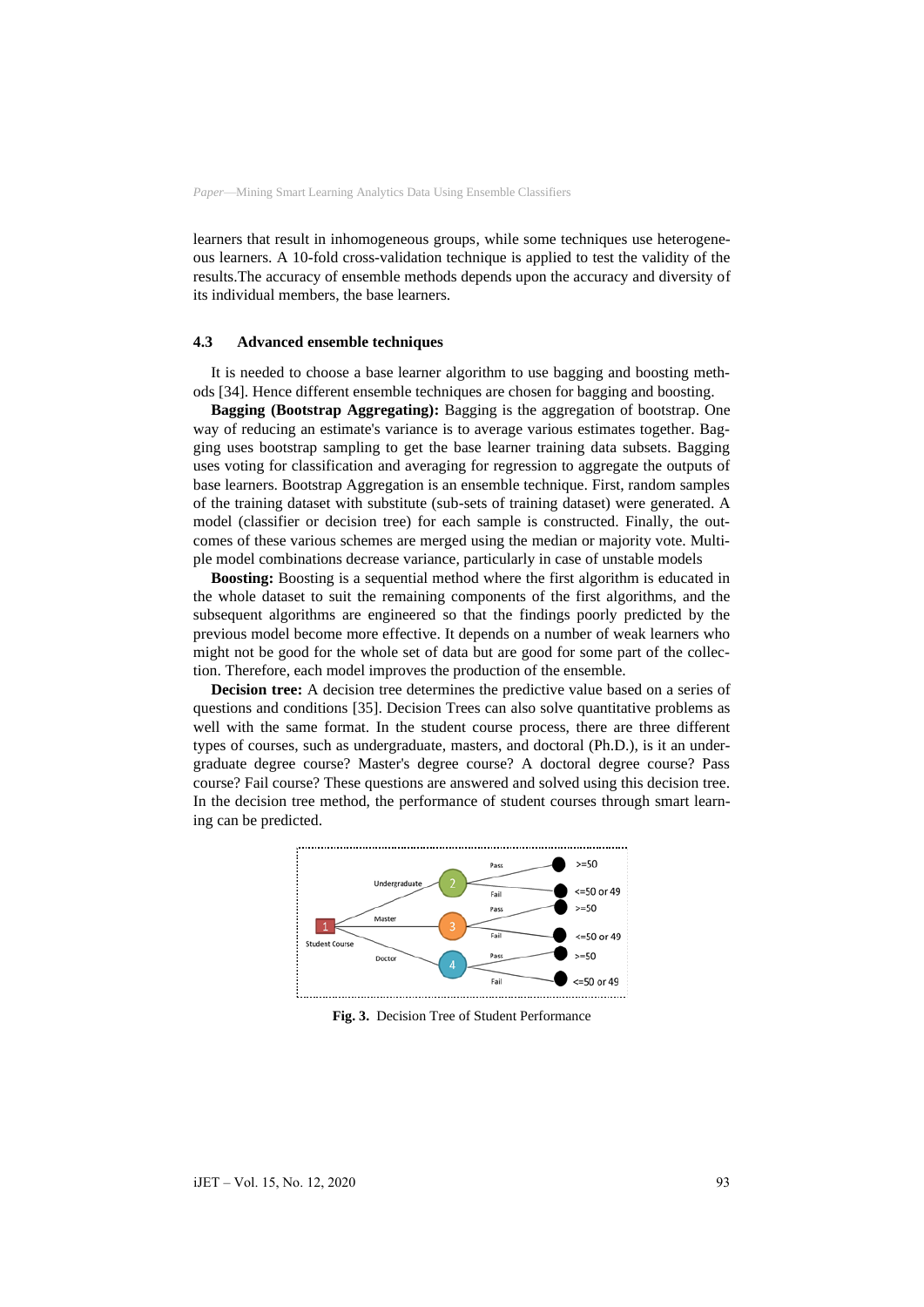learners that result in inhomogeneous groups, while some techniques use heterogeneous learners. A 10-fold cross-validation technique is applied to test the validity of the results.The accuracy of ensemble methods depends upon the accuracy and diversity of its individual members, the base learners.

### 4.3 Advanced ensemble techniques

It is needed to choose a base learner algorithm to use bagging and boosting methods [34]. Hence different ensemble techniques are chosen for bagging and boosting.

**Bagging (Bootstrap Aggregating):** Bagging is the aggregation of bootstrap. One way of reducing an estimate's variance is to average various estimates together. Bagging uses bootstrap sampling to get the base learner training data subsets. Bagging uses voting for classification and averaging for regression to aggregate the outputs of base learners. Bootstrap Aggregation is an ensemble technique. First, random samples of the training dataset with substitute (sub-sets of training dataset) were generated. A model (classifier or decision tree) for each sample is constructed. Finally, the outcomes of these various schemes are merged using the median or majority vote. Multiple model combinations decrease variance, particularly in case of unstable models

**Boosting:** Boosting is a sequential method where the first algorithm is educated in the whole dataset to suit the remaining components of the first algorithms, and the subsequent algorithms are engineered so that the findings poorly predicted by the previous model become more effective. It depends on a number of weak learners who might not be good for the whole set of data but are good for some part of the collection. Therefore, each model improves the production of the ensemble.

**Decision tree:** A decision tree determines the predictive value based on a series of questions and conditions [35]. Decision Trees can also solve quantitative problems as well with the same format. In the student course process, there are three different types of courses, such as undergraduate, masters, and doctoral (Ph.D.), is it an undergraduate degree course? Master's degree course? A doctoral degree course? Pass course? Fail course? These questions are answered and solved using this decision tree. In the decision tree method, the performance of student courses through smart learning can be predicted.

**Fig. 3.** Decision Tree of Student Performance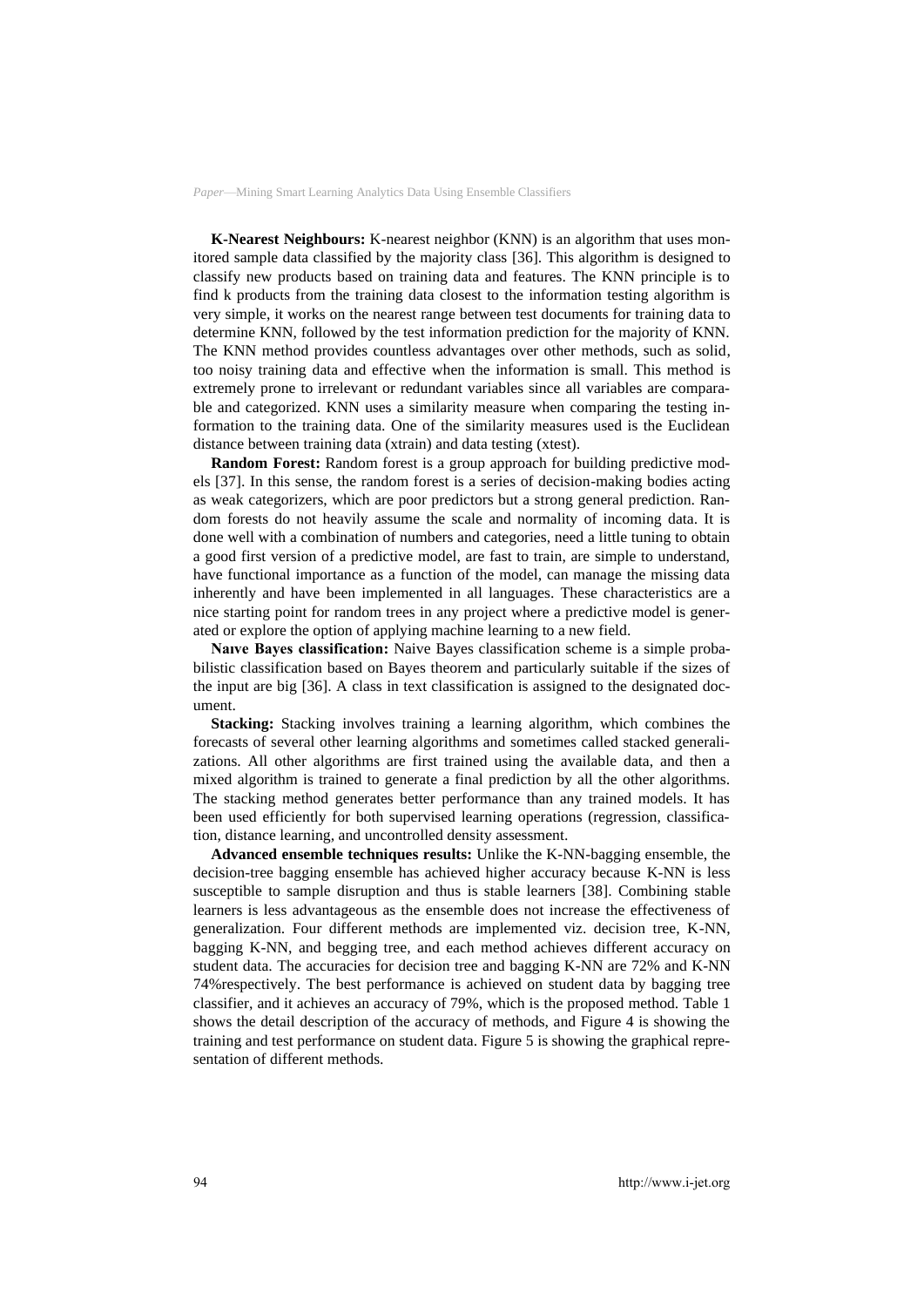**K-Nearest Neighbours:** K-nearest neighbor (KNN) is an algorithm that uses monitored sample data classified by the majority class [36]. This algorithm is designed to classify new products based on training data and features. The KNN principle is to find k products from the training data closest to the information testing algorithm is very simple, it works on the nearest range between test documents for training data to determine KNN, followed by the test information prediction for the majority of KNN. The KNN method provides countless advantages over other methods, such as solid, too noisy training data and effective when the information is small. This method is extremely prone to irrelevant or redundant variables since all variables are comparable and categorized. KNN uses a similarity measure when comparing the testing information to the training data. One of the similarity measures used is the Euclidean distance between training data (xtrain) and data testing (xtest).

**Random Forest:** Random forest is a group approach for building predictive models [37]. In this sense, the random forest is a series of decision-making bodies acting as weak categorizers, which are poor predictors but a strong general prediction. Random forests do not heavily assume the scale and normality of incoming data. It is done well with a combination of numbers and categories, need a little tuning to obtain a good first version of a predictive model, are fast to train, are simple to understand, have functional importance as a function of the model, can manage the missing data inherently and have been implemented in all languages. These characteristics are a nice starting point for random trees in any project where a predictive model is generated or explore the option of applying machine learning to a new field.

**Naıve Bayes classification:** Naive Bayes classification scheme is a simple probabilistic classification based on Bayes theorem and particularly suitable if the sizes of the input are big [36]. A class in text classification is assigned to the designated document.

**Stacking:** Stacking involves training a learning algorithm, which combines the forecasts of several other learning algorithms and sometimes called stacked generalizations. All other algorithms are first trained using the available data, and then a mixed algorithm is trained to generate a final prediction by all the other algorithms. The stacking method generates better performance than any trained models. It has been used efficiently for both supervised learning operations (regression, classification, distance learning, and uncontrolled density assessment.

**Advanced ensemble techniques results:** Unlike the K-NN-bagging ensemble, the decision-tree bagging ensemble has achieved higher accuracy because K-NN is less susceptible to sample disruption and thus is stable learners [38]. Combining stable learners is less advantageous as the ensemble does not increase the effectiveness of generalization. Four different methods are implemented viz. decision tree, K-NN, bagging K-NN, and begging tree, and each method achieves different accuracy on student data. The accuracies for decision tree and bagging K-NN are 72% and K-NN 74%respectively. The best performance is achieved on student data by bagging tree classifier, and it achieves an accuracy of 79%, which is the proposed method. Table 1 shows the detail description of the accuracy of methods, and Figure 4 is showing the training and test performance on student data. Figure 5 is showing the graphical representation of different methods.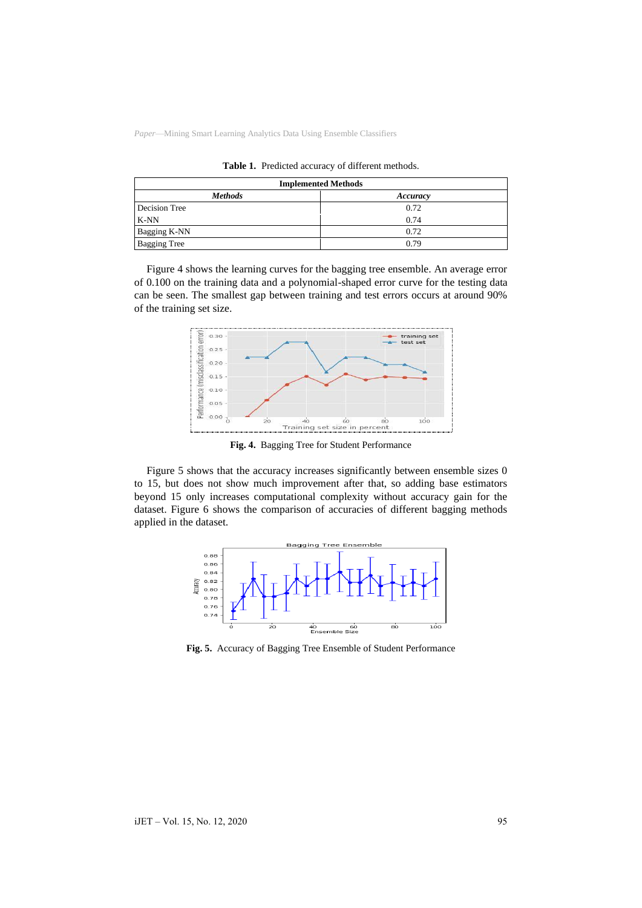**Table 1.** Predicted accuracy of different methods.

| Implemented Methods | |
|---|---|
| ***Methods*** | ***Accuracy*** |
| Decision Tree | 0.72 |
| K-NN | 0.74 |
| Bagging K-NN | 0.72 |
| Bagging Tree | 0.79 |

Figure 4 shows the learning curves for the bagging tree ensemble. An average error of 0.100 on the training data and a polynomial-shaped error curve for the testing data can be seen. The smallest gap between training and test errors occurs at around 90% of the training set size.

**Fig. 4.** Bagging Tree for Student Performance

Figure 5 shows that the accuracy increases significantly between ensemble sizes 0 to 15, but does not show much improvement after that, so adding base estimators beyond 15 only increases computational complexity without accuracy gain for the dataset. Figure 6 shows the comparison of accuracies of different bagging methods applied in the dataset.

**Fig. 5.** Accuracy of Bagging Tree Ensemble of Student Performance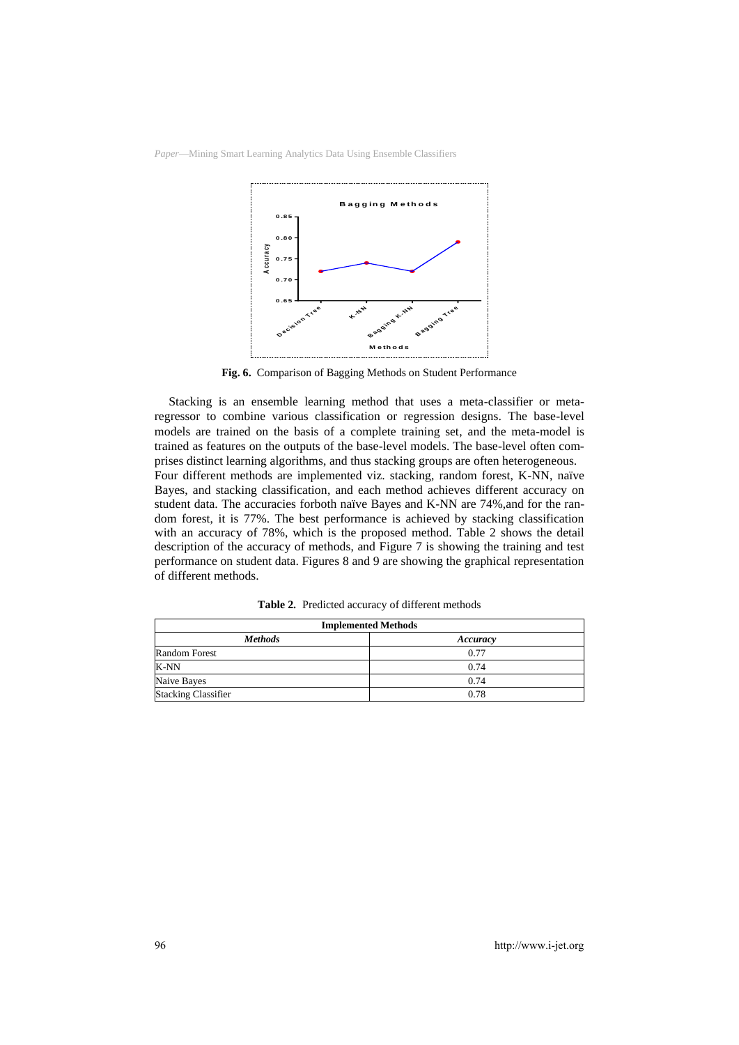Fig. 6. Comparison of Bagging Methods on Student Performance

Stacking is an ensemble learning method that uses a meta-classifier or meta-regressor to combine various classification or regression designs. The base-level models are trained on the basis of a complete training set, and the meta-model is trained as features on the outputs of the base-level models. The base-level often comprises distinct learning algorithms, and thus stacking groups are often heterogeneous. Four different methods are implemented viz. stacking, random forest, K-NN, naïve Bayes, and stacking classification, and each method achieves different accuracy on student data. The accuracies forboth naïve Bayes and K-NN are 74%,and for the random forest, it is 77%. The best performance is achieved by stacking classification with an accuracy of 78%, which is the proposed method. Table 2 shows the detail description of the accuracy of methods, and Figure 7 is showing the training and test performance on student data. Figures 8 and 9 are showing the graphical representation of different methods.

**Table 2.** Predicted accuracy of different methods

| Implemented Methods | |
|---|---|
| ***Methods*** | ***Accuracy*** |
| Random Forest | 0.77 |
| K-NN | 0.74 |
| Naive Bayes | 0.74 |
| Stacking Classifier | 0.78 |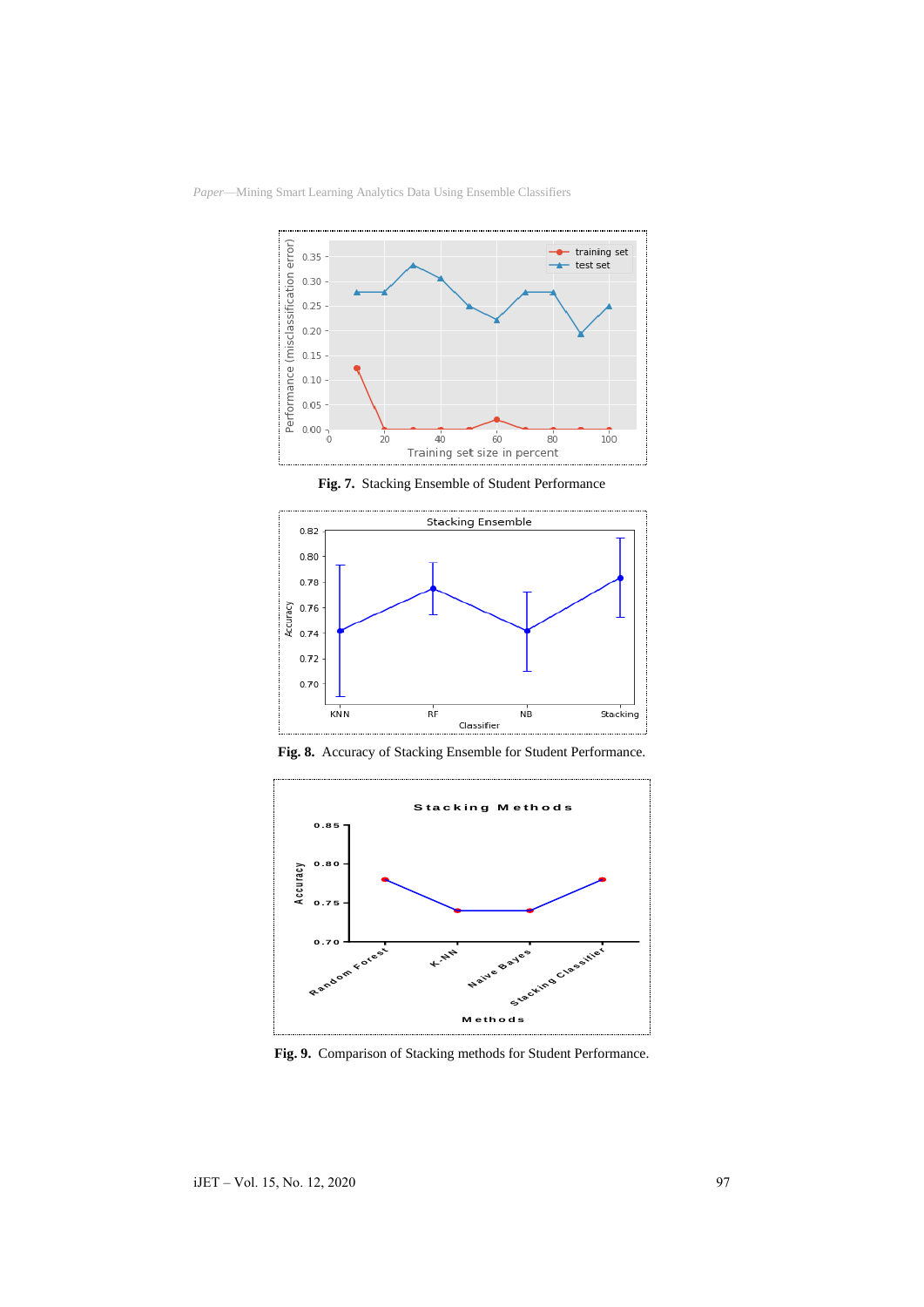Fig. 7. Stacking Ensemble of Student Performance

Fig. 8. Accuracy of Stacking Ensemble for Student Performance.

Fig. 9. Comparison of Stacking methods for Student Performance.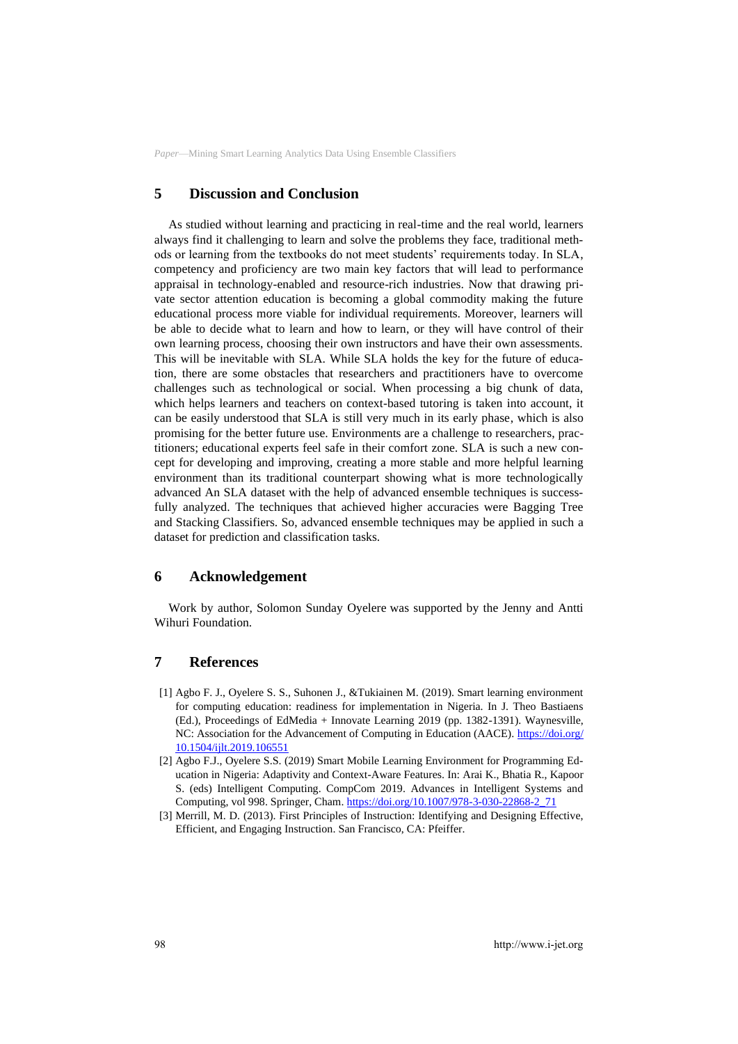## 5 Discussion and Conclusion

As studied without learning and practicing in real-time and the real world, learners always find it challenging to learn and solve the problems they face, traditional methods or learning from the textbooks do not meet students' requirements today. In SLA, competency and proficiency are two main key factors that will lead to performance appraisal in technology-enabled and resource-rich industries. Now that drawing private sector attention education is becoming a global commodity making the future educational process more viable for individual requirements. Moreover, learners will be able to decide what to learn and how to learn, or they will have control of their own learning process, choosing their own instructors and have their own assessments. This will be inevitable with SLA. While SLA holds the key for the future of education, there are some obstacles that researchers and practitioners have to overcome challenges such as technological or social. When processing a big chunk of data, which helps learners and teachers on context-based tutoring is taken into account, it can be easily understood that SLA is still very much in its early phase, which is also promising for the better future use. Environments are a challenge to researchers, practitioners; educational experts feel safe in their comfort zone. SLA is such a new concept for developing and improving, creating a more stable and more helpful learning environment than its traditional counterpart showing what is more technologically advanced An SLA dataset with the help of advanced ensemble techniques is successfully analyzed. The techniques that achieved higher accuracies were Bagging Tree and Stacking Classifiers. So, advanced ensemble techniques may be applied in such a dataset for prediction and classification tasks.

## 6 Acknowledgement

Work by author, Solomon Sunday Oyelere was supported by the Jenny and Antti Wihuri Foundation.

## 7 References

[1] Agbo F. J., Oyelere S. S., Suhonen J., &Tukiainen M. (2019). Smart learning environment for computing education: readiness for implementation in Nigeria. In J. Theo Bastiaens (Ed.), Proceedings of EdMedia + Innovate Learning 2019 (pp. 1382-1391). Waynesville, NC: Association for the Advancement of Computing in Education (AACE). https://doi.org/10.1504/ijlt.2019.106551

[2] Agbo F.J., Oyelere S.S. (2019) Smart Mobile Learning Environment for Programming Education in Nigeria: Adaptivity and Context-Aware Features. In: Arai K., Bhatia R., Kapoor S. (eds) Intelligent Computing. CompCom 2019. Advances in Intelligent Systems and Computing, vol 998. Springer, Cham. https://doi.org/10.1007/978-3-030-22868-2_71

[3] Merrill, M. D. (2013). First Principles of Instruction: Identifying and Designing Effective, Efficient, and Engaging Instruction. San Francisco, CA: Pfeiffer.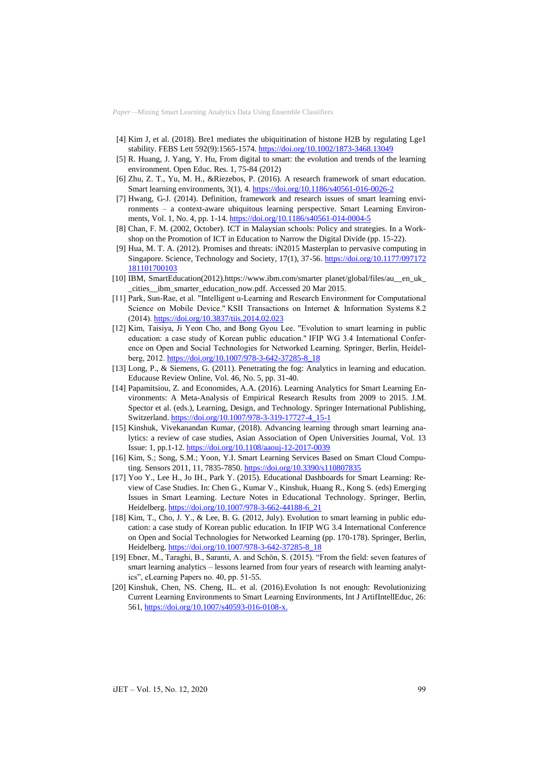[4] Kim J, et al. (2018). Bre1 mediates the ubiquitination of histone H2B by regulating Lge1 stability. FEBS Lett 592(9):1565-1574. https://doi.org/10.1002/1873-3468.13049

[5] R. Huang, J. Yang, Y. Hu, From digital to smart: the evolution and trends of the learning environment. Open Educ. Res. 1, 75-84 (2012)

[6] Zhu, Z. T., Yu, M. H., &Riezebos, P. (2016). A research framework of smart education. Smart learning environments, 3(1), 4. https://doi.org/10.1186/s40561-016-0026-2

[7] Hwang, G-J. (2014). Definition, framework and research issues of smart learning environments – a context-aware ubiquitous learning perspective. Smart Learning Environments, Vol. 1, No. 4, pp. 1-14. https://doi.org/10.1186/s40561-014-0004-5

[8] Chan, F. M. (2002, October). ICT in Malaysian schools: Policy and strategies. In a Workshop on the Promotion of ICT in Education to Narrow the Digital Divide (pp. 15-22).

[9] Hua, M. T. A. (2012). Promises and threats: iN2015 Masterplan to pervasive computing in Singapore. Science, Technology and Society, 17(1), 37-56. https://doi.org/10.1177/097172181101700103

[10] IBM, SmartEducation(2012).https://www.ibm.com/smarter planet/global/files/au__en_uk__cities__ibm_smarter_education_now.pdf. Accessed 20 Mar 2015.

[11] Park, Sun-Rae, et al. "Intelligent u-Learning and Research Environment for Computational Science on Mobile Device." KSII Transactions on Internet & Information Systems 8.2 (2014). https://doi.org/10.3837/tiis.2014.02.023

[12] Kim, Taisiya, Ji Yeon Cho, and Bong Gyou Lee. "Evolution to smart learning in public education: a case study of Korean public education." IFIP WG 3.4 International Conference on Open and Social Technologies for Networked Learning. Springer, Berlin, Heidelberg, 2012. https://doi.org/10.1007/978-3-642-37285-8_18

[13] Long, P., & Siemens, G. (2011). Penetrating the fog: Analytics in learning and education. Educause Review Online, Vol. 46, No. 5, pp. 31-40.

[14] Papamitsiou, Z. and Economides, A.A. (2016). Learning Analytics for Smart Learning Environments: A Meta-Analysis of Empirical Research Results from 2009 to 2015. J.M. Spector et al. (eds.), Learning, Design, and Technology. Springer International Publishing, Switzerland. https://doi.org/10.1007/978-3-319-17727-4_15-1

[15] Kinshuk, Vivekanandan Kumar, (2018). Advancing learning through smart learning analytics: a review of case studies, Asian Association of Open Universities Journal, Vol. 13 Issue: 1, pp.1-12. https://doi.org/10.1108/aaouj-12-2017-0039

[16] Kim, S.; Song, S.M.; Yoon, Y.I. Smart Learning Services Based on Smart Cloud Computing. Sensors 2011, 11, 7835-7850. https://doi.org/10.3390/s110807835

[17] Yoo Y., Lee H., Jo IH., Park Y. (2015). Educational Dashboards for Smart Learning: Review of Case Studies. In: Chen G., Kumar V., Kinshuk, Huang R., Kong S. (eds) Emerging Issues in Smart Learning. Lecture Notes in Educational Technology. Springer, Berlin, Heidelberg. https://doi.org/10.1007/978-3-662-44188-6_21

[18] Kim, T., Cho, J. Y., & Lee, B. G. (2012, July). Evolution to smart learning in public education: a case study of Korean public education. In IFIP WG 3.4 International Conference on Open and Social Technologies for Networked Learning (pp. 170-178). Springer, Berlin, Heidelberg. https://doi.org/10.1007/978-3-642-37285-8_18

[19] Ebner, M., Taraghi, B., Saranti, A. and Schön, S. (2015). "From the field: seven features of smart learning analytics – lessons learned from four years of research with learning analytics", eLearning Papers no. 40, pp. 51-55.

[20] Kinshuk, Chen, NS. Cheng, IL. et al. (2016).Evolution Is not enough: Revolutionizing Current Learning Environments to Smart Learning Environments, Int J ArtifIntellEduc, 26: 561, https://doi.org/10.1007/s40593-016-0108-x.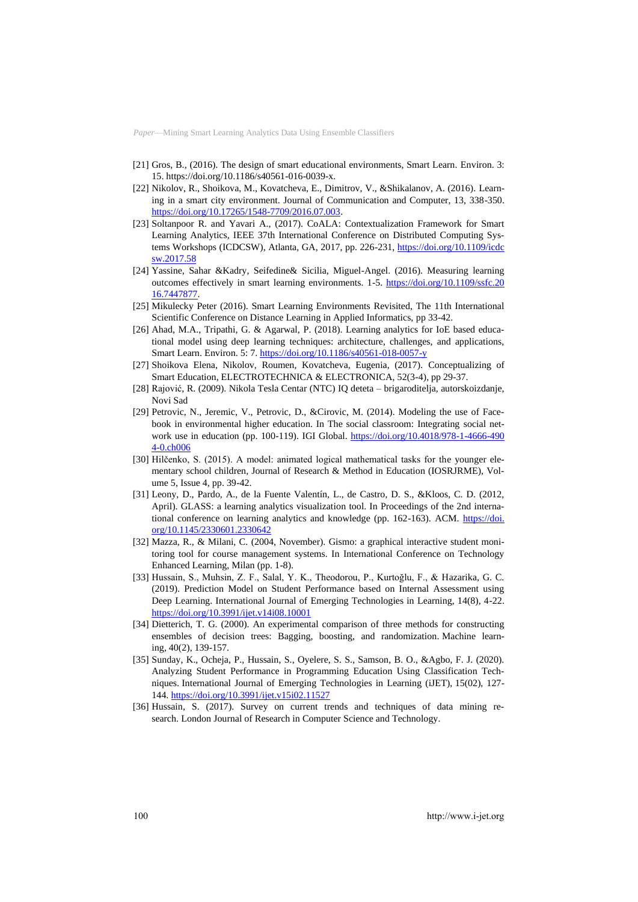[21] Gros, B., (2016). The design of smart educational environments, Smart Learn. Environ. 3: 15. https://doi.org/10.1186/s40561-016-0039-x.

[22] Nikolov, R., Shoikova, M., Kovatcheva, E., Dimitrov, V., &Shikalanov, A. (2016). Learning in a smart city environment. Journal of Communication and Computer, 13, 338-350. https://doi.org/10.17265/1548-7709/2016.07.003.

[23] Soltanpoor R. and Yavari A., (2017). CoALA: Contextualization Framework for Smart Learning Analytics, IEEE 37th International Conference on Distributed Computing Systems Workshops (ICDCSW), Atlanta, GA, 2017, pp. 226-231, https://doi.org/10.1109/icdcsw.2017.58

[24] Yassine, Sahar &Kadry, Seifedine& Sicilia, Miguel-Angel. (2016). Measuring learning outcomes effectively in smart learning environments. 1-5. https://doi.org/10.1109/ssfc.2016.7447877.

[25] Mikulecky Peter (2016). Smart Learning Environments Revisited, The 11th International Scientific Conference on Distance Learning in Applied Informatics, pp 33-42.

[26] Ahad, M.A., Tripathi, G. & Agarwal, P. (2018). Learning analytics for IoE based educational model using deep learning techniques: architecture, challenges, and applications, Smart Learn. Environ. 5: 7. https://doi.org/10.1186/s40561-018-0057-y

[27] Shoikova Elena, Nikolov, Roumen, Kovatcheva, Eugenia, (2017). Conceptualizing of Smart Education, ELECTROTECHNICA & ELECTRONICA, 52(3-4), pp 29-37.

[28] Rajović, R. (2009). Nikola Tesla Centar (NTC) IQ deteta – brigaroditelja, autorskoizdanje, Novi Sad

[29] Petrovic, N., Jeremic, V., Petrovic, D., &Cirovic, M. (2014). Modeling the use of Facebook in environmental higher education. In The social classroom: Integrating social network use in education (pp. 100-119). IGI Global. https://doi.org/10.4018/978-1-4666-4904-0.ch006

[30] Hilčenko, S. (2015). A model: animated logical mathematical tasks for the younger elementary school children, Journal of Research & Method in Education (IOSRJRME), Volume 5, Issue 4, pp. 39-42.

[31] Leony, D., Pardo, A., de la Fuente Valentín, L., de Castro, D. S., &Kloos, C. D. (2012, April). GLASS: a learning analytics visualization tool. In Proceedings of the 2nd international conference on learning analytics and knowledge (pp. 162-163). ACM. https://doi.org/10.1145/2330601.2330642

[32] Mazza, R., & Milani, C. (2004, November). Gismo: a graphical interactive student monitoring tool for course management systems. In International Conference on Technology Enhanced Learning, Milan (pp. 1-8).

[33] Hussain, S., Muhsin, Z. F., Salal, Y. K., Theodorou, P., Kurtoğlu, F., & Hazarika, G. C. (2019). Prediction Model on Student Performance based on Internal Assessment using Deep Learning. International Journal of Emerging Technologies in Learning, 14(8), 4-22. https://doi.org/10.3991/ijet.v14i08.10001

[34] Dietterich, T. G. (2000). An experimental comparison of three methods for constructing ensembles of decision trees: Bagging, boosting, and randomization. Machine learning, 40(2), 139-157.

[35] Sunday, K., Ocheja, P., Hussain, S., Oyelere, S. S., Samson, B. O., &Agbo, F. J. (2020). Analyzing Student Performance in Programming Education Using Classification Techniques. International Journal of Emerging Technologies in Learning (iJET), 15(02), 127-144. https://doi.org/10.3991/ijet.v15i02.11527

[36] Hussain, S. (2017). Survey on current trends and techniques of data mining research. London Journal of Research in Computer Science and Technology.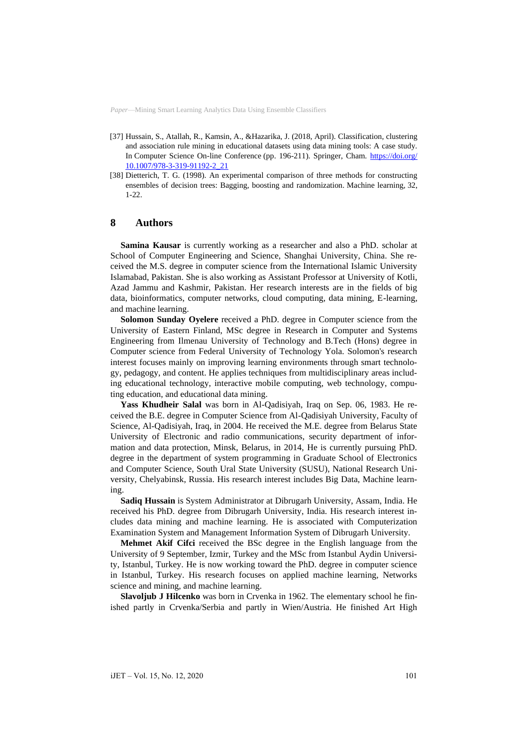[37] Hussain, S., Atallah, R., Kamsin, A., &Hazarika, J. (2018, April). Classification, clustering and association rule mining in educational datasets using data mining tools: A case study. In Computer Science On-line Conference (pp. 196-211). Springer, Cham. https://doi.org/10.1007/978-3-319-91192-2_21

[38] Dietterich, T. G. (1998). An experimental comparison of three methods for constructing ensembles of decision trees: Bagging, boosting and randomization. Machine learning, 32, 1-22.

## 8 Authors

**Samina Kausar** is currently working as a researcher and also a PhD. scholar at School of Computer Engineering and Science, Shanghai University, China. She received the M.S. degree in computer science from the International Islamic University Islamabad, Pakistan. She is also working as Assistant Professor at University of Kotli, Azad Jammu and Kashmir, Pakistan. Her research interests are in the fields of big data, bioinformatics, computer networks, cloud computing, data mining, E-learning, and machine learning.

**Solomon Sunday Oyelere** received a PhD. degree in Computer science from the University of Eastern Finland, MSc degree in Research in Computer and Systems Engineering from Ilmenau University of Technology and B.Tech (Hons) degree in Computer science from Federal University of Technology Yola. Solomon's research interest focuses mainly on improving learning environments through smart technology, pedagogy, and content. He applies techniques from multidisciplinary areas including educational technology, interactive mobile computing, web technology, computing education, and educational data mining.

**Yass Khudheir Salal** was born in Al-Qadisiyah, Iraq on Sep. 06, 1983. He received the B.E. degree in Computer Science from Al-Qadisiyah University, Faculty of Science, Al-Qadisiyah, Iraq, in 2004. He received the M.E. degree from Belarus State University of Electronic and radio communications, security department of information and data protection, Minsk, Belarus, in 2014, He is currently pursuing PhD. degree in the department of system programming in Graduate School of Electronics and Computer Science, South Ural State University (SUSU), National Research University, Chelyabinsk, Russia. His research interest includes Big Data, Machine learning.

**Sadiq Hussain** is System Administrator at Dibrugarh University, Assam, India. He received his PhD. degree from Dibrugarh University, India. His research interest includes data mining and machine learning. He is associated with Computerization Examination System and Management Information System of Dibrugarh University.

**Mehmet Akif Cifci** received the BSc degree in the English language from the University of 9 September, Izmir, Turkey and the MSc from Istanbul Aydin University, Istanbul, Turkey. He is now working toward the PhD. degree in computer science in Istanbul, Turkey. His research focuses on applied machine learning, Networks science and mining, and machine learning.

**Slavoljub J Hilcenko** was born in Crvenka in 1962. The elementary school he finished partly in Crvenka/Serbia and partly in Wien/Austria. He finished Art High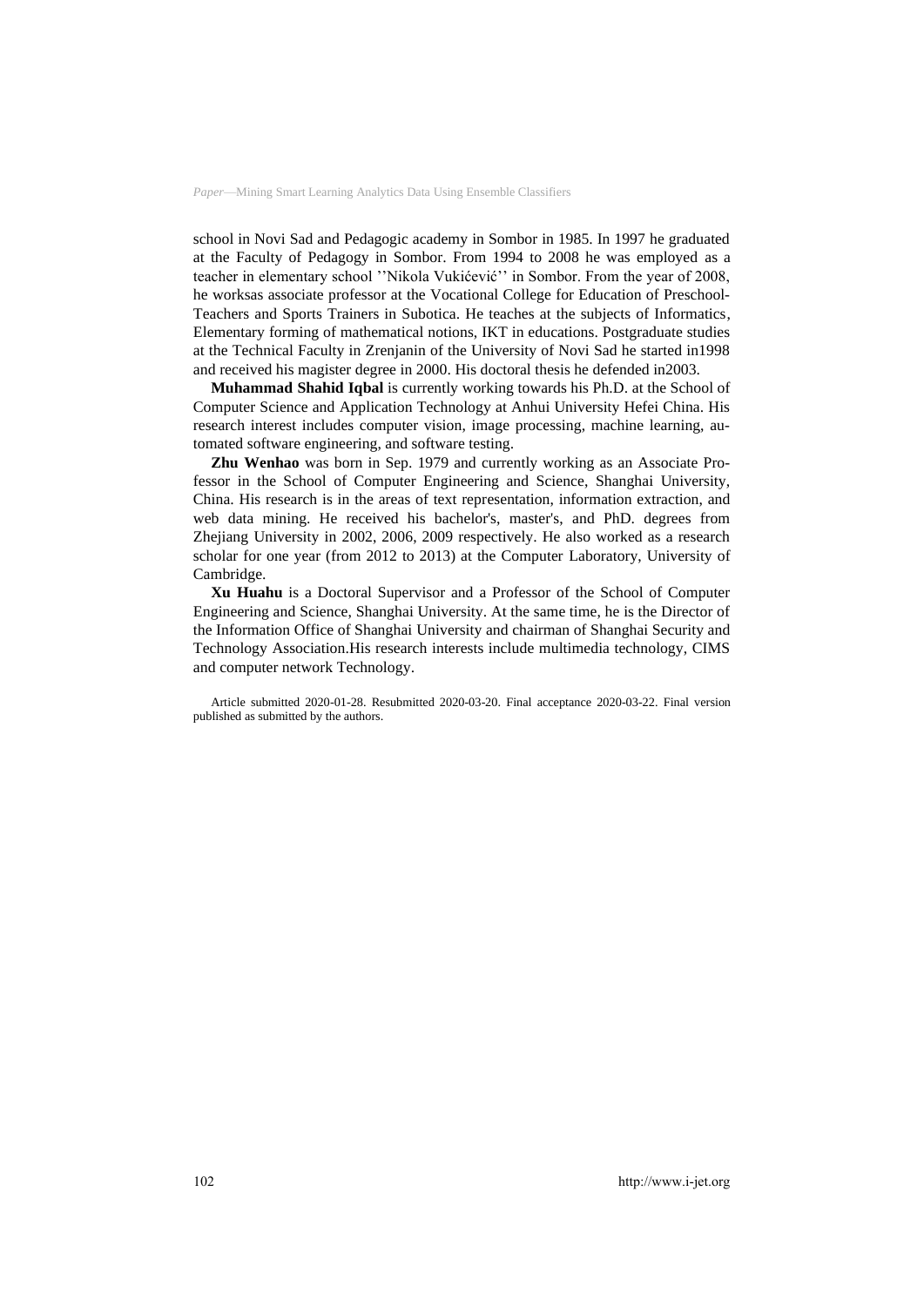school in Novi Sad and Pedagogic academy in Sombor in 1985. In 1997 he graduated at the Faculty of Pedagogy in Sombor. From 1994 to 2008 he was employed as a teacher in elementary school ''Nikola Vukićević'' in Sombor. From the year of 2008, he worksas associate professor at the Vocational College for Education of Preschool-Teachers and Sports Trainers in Subotica. He teaches at the subjects of Informatics, Elementary forming of mathematical notions, IKT in educations. Postgraduate studies at the Technical Faculty in Zrenjanin of the University of Novi Sad he started in1998 and received his magister degree in 2000. His doctoral thesis he defended in2003.

**Muhammad Shahid Iqbal** is currently working towards his Ph.D. at the School of Computer Science and Application Technology at Anhui University Hefei China. His research interest includes computer vision, image processing, machine learning, automated software engineering, and software testing.

**Zhu Wenhao** was born in Sep. 1979 and currently working as an Associate Professor in the School of Computer Engineering and Science, Shanghai University, China. His research is in the areas of text representation, information extraction, and web data mining. He received his bachelor's, master's, and PhD. degrees from Zhejiang University in 2002, 2006, 2009 respectively. He also worked as a research scholar for one year (from 2012 to 2013) at the Computer Laboratory, University of Cambridge.

**Xu Huahu** is a Doctoral Supervisor and a Professor of the School of Computer Engineering and Science, Shanghai University. At the same time, he is the Director of the Information Office of Shanghai University and chairman of Shanghai Security and Technology Association.His research interests include multimedia technology, CIMS and computer network Technology.

Article submitted 2020-01-28. Resubmitted 2020-03-20. Final acceptance 2020-03-22. Final version published as submitted by the authors.